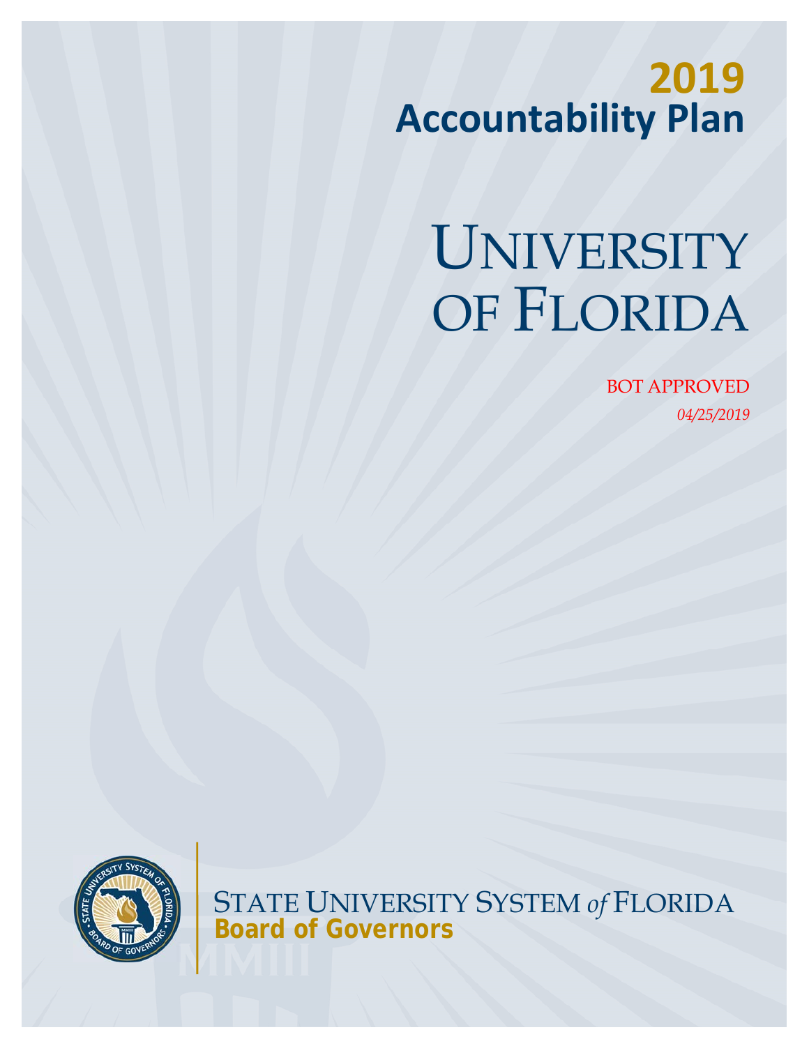# 2019
# Accountability Plan

# UNIVERSITY OF FLORIDA

BOT APPROVED

*04/25/2019*

STATE UNIVERSITY SYSTEM *of* FLORIDA

**Board of Governors**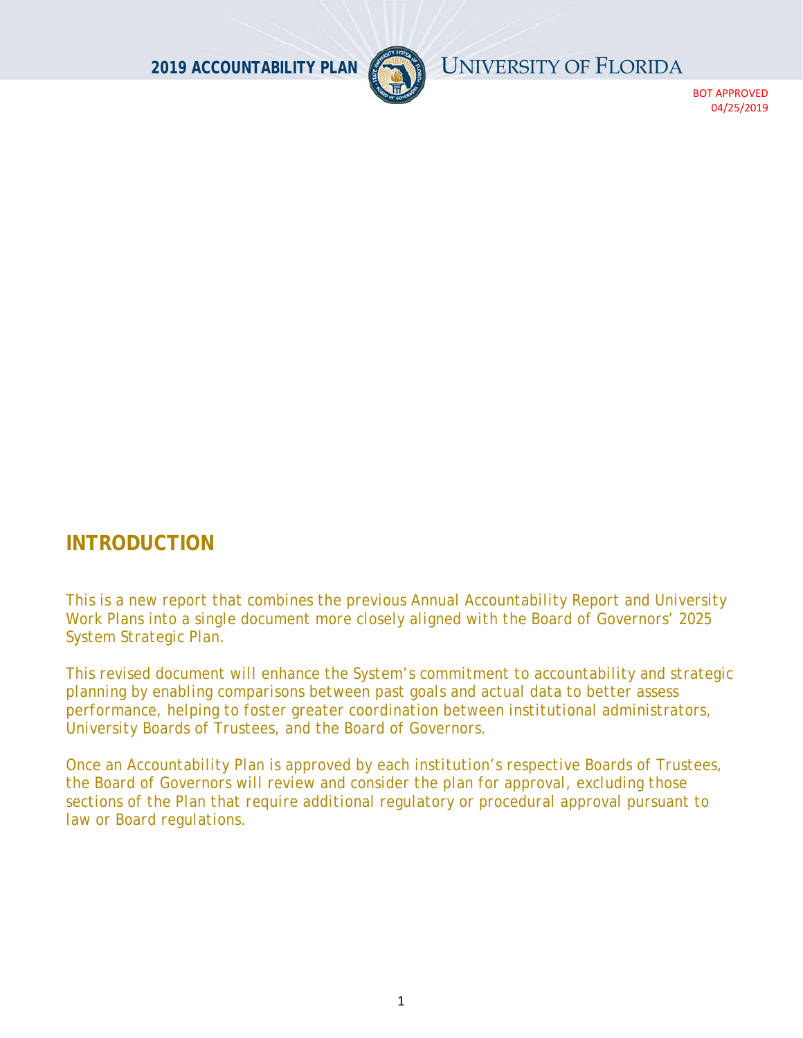BOT APPROVED
04/25/2019

## INTRODUCTION

This is a new report that combines the previous Annual Accountability Report and University Work Plans into a single document more closely aligned with the Board of Governors' 2025 System Strategic Plan.

This revised document will enhance the System's commitment to accountability and strategic planning by enabling comparisons between past goals and actual data to better assess performance, helping to foster greater coordination between institutional administrators, University Boards of Trustees, and the Board of Governors.

Once an Accountability Plan is approved by each institution's respective Boards of Trustees, the Board of Governors will review and consider the plan for approval, excluding those sections of the Plan that require additional regulatory or procedural approval pursuant to law or Board regulations.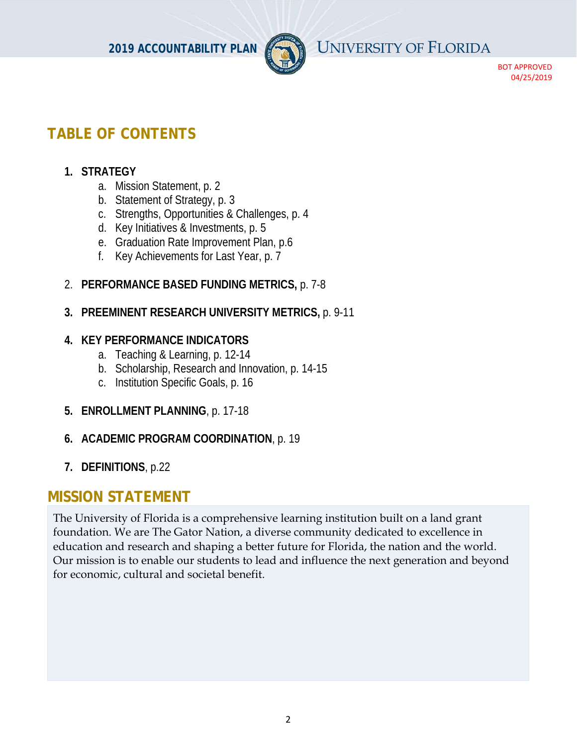## TABLE OF CONTENTS

1. **STRATEGY**
   a. Mission Statement, p. 2
   b. Statement of Strategy, p. 3
   c. Strengths, Opportunities & Challenges, p. 4
   d. Key Initiatives & Investments, p. 5
   e. Graduation Rate Improvement Plan, p.6
   f. Key Achievements for Last Year, p. 7

2. **PERFORMANCE BASED FUNDING METRICS,** p. 7-8

3. **PREEMINENT RESEARCH UNIVERSITY METRICS,** p. 9-11

4. **KEY PERFORMANCE INDICATORS**
   a. Teaching & Learning, p. 12-14
   b. Scholarship, Research and Innovation, p. 14-15
   c. Institution Specific Goals, p. 16

5. **ENROLLMENT PLANNING**, p. 17-18

6. **ACADEMIC PROGRAM COORDINATION**, p. 19

7. **DEFINITIONS**, p.22

## MISSION STATEMENT

The University of Florida is a comprehensive learning institution built on a land grant foundation. We are The Gator Nation, a diverse community dedicated to excellence in education and research and shaping a better future for Florida, the nation and the world. Our mission is to enable our students to lead and influence the next generation and beyond for economic, cultural and societal benefit.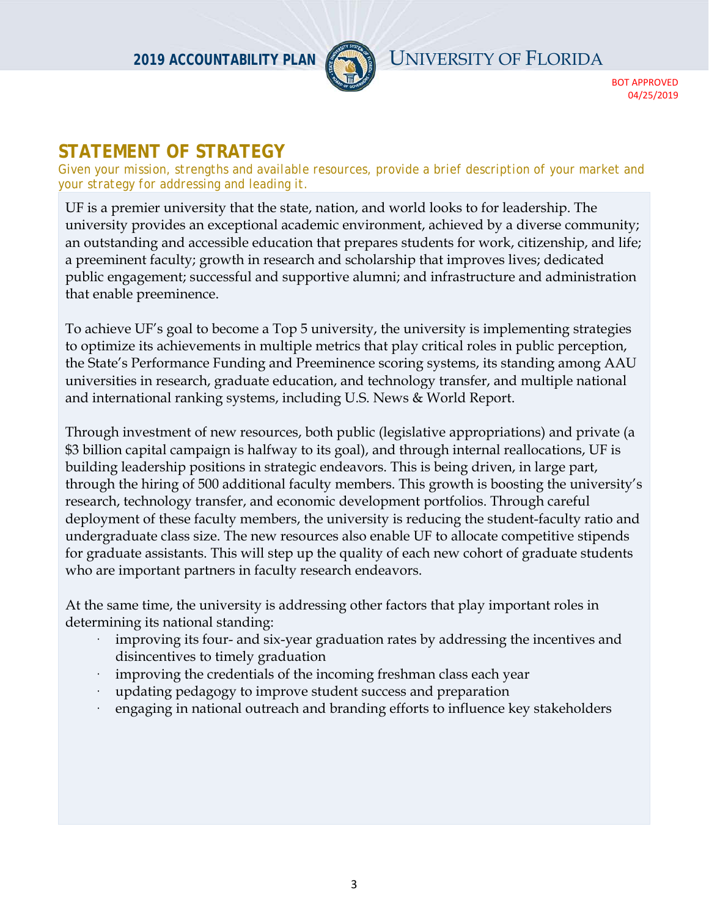## STATEMENT OF STRATEGY

*Given your mission, strengths and available resources, provide a brief description of your market and your strategy for addressing and leading it.*

UF is a premier university that the state, nation, and world looks to for leadership. The university provides an exceptional academic environment, achieved by a diverse community; an outstanding and accessible education that prepares students for work, citizenship, and life; a preeminent faculty; growth in research and scholarship that improves lives; dedicated public engagement; successful and supportive alumni; and infrastructure and administration that enable preeminence.

To achieve UF's goal to become a Top 5 university, the university is implementing strategies to optimize its achievements in multiple metrics that play critical roles in public perception, the State's Performance Funding and Preeminence scoring systems, its standing among AAU universities in research, graduate education, and technology transfer, and multiple national and international ranking systems, including U.S. News & World Report.

Through investment of new resources, both public (legislative appropriations) and private (a $3 billion capital campaign is halfway to its goal), and through internal reallocations, UF is building leadership positions in strategic endeavors. This is being driven, in large part, through the hiring of 500 additional faculty members. This growth is boosting the university's research, technology transfer, and economic development portfolios. Through careful deployment of these faculty members, the university is reducing the student-faculty ratio and undergraduate class size. The new resources also enable UF to allocate competitive stipends for graduate assistants. This will step up the quality of each new cohort of graduate students who are important partners in faculty research endeavors.

At the same time, the university is addressing other factors that play important roles in determining its national standing:

- improving its four- and six-year graduation rates by addressing the incentives and disincentives to timely graduation
- improving the credentials of the incoming freshman class each year
- updating pedagogy to improve student success and preparation
- engaging in national outreach and branding efforts to influence key stakeholders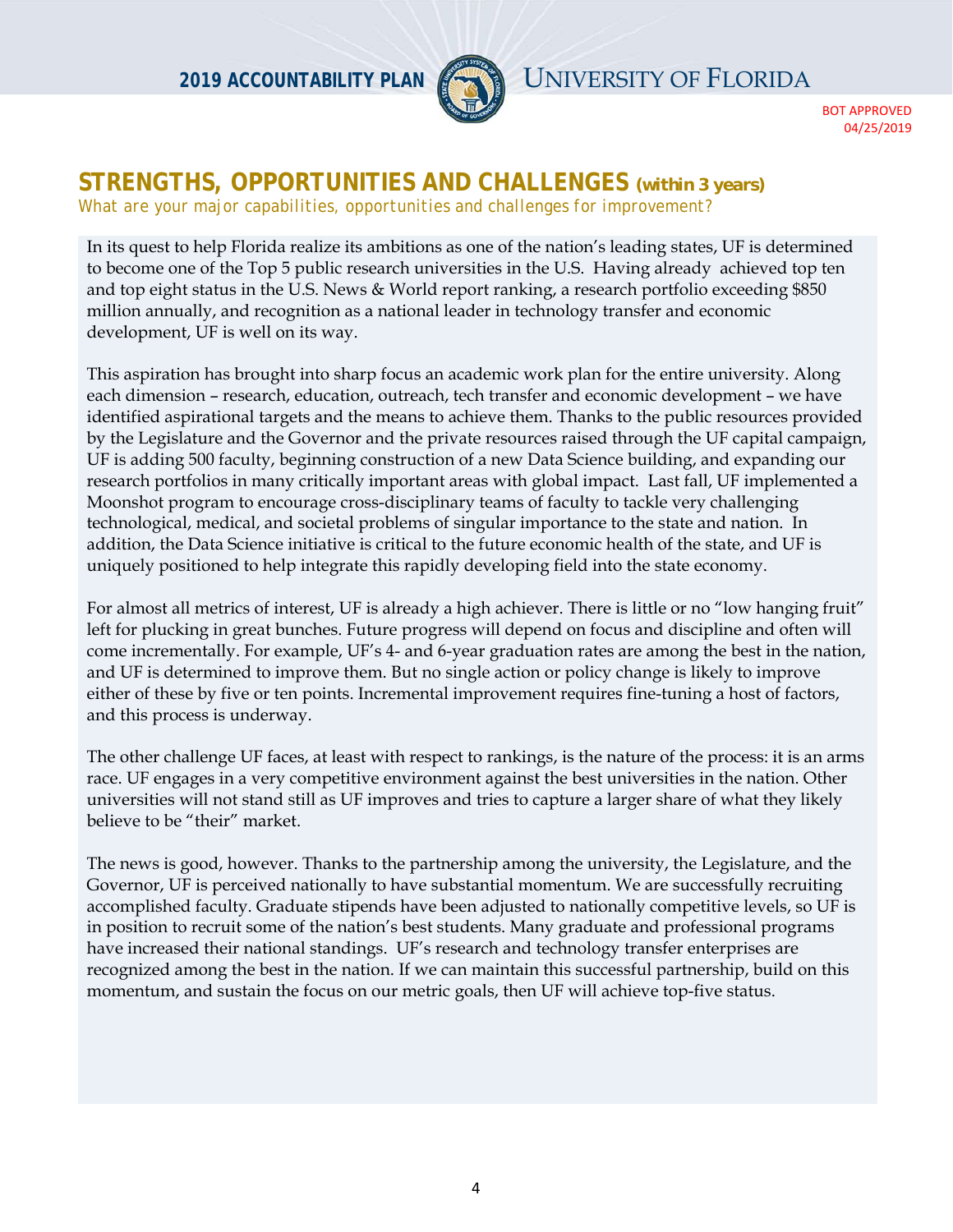## STRENGTHS, OPPORTUNITIES AND CHALLENGES *(within 3 years)*

*What are your major capabilities, opportunities and challenges for improvement?*

In its quest to help Florida realize its ambitions as one of the nation's leading states, UF is determined to become one of the Top 5 public research universities in the U.S. Having already achieved top ten and top eight status in the U.S. News & World report ranking, a research portfolio exceeding $850 million annually, and recognition as a national leader in technology transfer and economic development, UF is well on its way.

This aspiration has brought into sharp focus an academic work plan for the entire university. Along each dimension – research, education, outreach, tech transfer and economic development – we have identified aspirational targets and the means to achieve them. Thanks to the public resources provided by the Legislature and the Governor and the private resources raised through the UF capital campaign, UF is adding 500 faculty, beginning construction of a new Data Science building, and expanding our research portfolios in many critically important areas with global impact. Last fall, UF implemented a Moonshot program to encourage cross-disciplinary teams of faculty to tackle very challenging technological, medical, and societal problems of singular importance to the state and nation. In addition, the Data Science initiative is critical to the future economic health of the state, and UF is uniquely positioned to help integrate this rapidly developing field into the state economy.

For almost all metrics of interest, UF is already a high achiever. There is little or no "low hanging fruit" left for plucking in great bunches. Future progress will depend on focus and discipline and often will come incrementally. For example, UF's 4- and 6-year graduation rates are among the best in the nation, and UF is determined to improve them. But no single action or policy change is likely to improve either of these by five or ten points. Incremental improvement requires fine-tuning a host of factors, and this process is underway.

The other challenge UF faces, at least with respect to rankings, is the nature of the process: it is an arms race. UF engages in a very competitive environment against the best universities in the nation. Other universities will not stand still as UF improves and tries to capture a larger share of what they likely believe to be "their" market.

The news is good, however. Thanks to the partnership among the university, the Legislature, and the Governor, UF is perceived nationally to have substantial momentum. We are successfully recruiting accomplished faculty. Graduate stipends have been adjusted to nationally competitive levels, so UF is in position to recruit some of the nation's best students. Many graduate and professional programs have increased their national standings. UF's research and technology transfer enterprises are recognized among the best in the nation. If we can maintain this successful partnership, build on this momentum, and sustain the focus on our metric goals, then UF will achieve top-five status.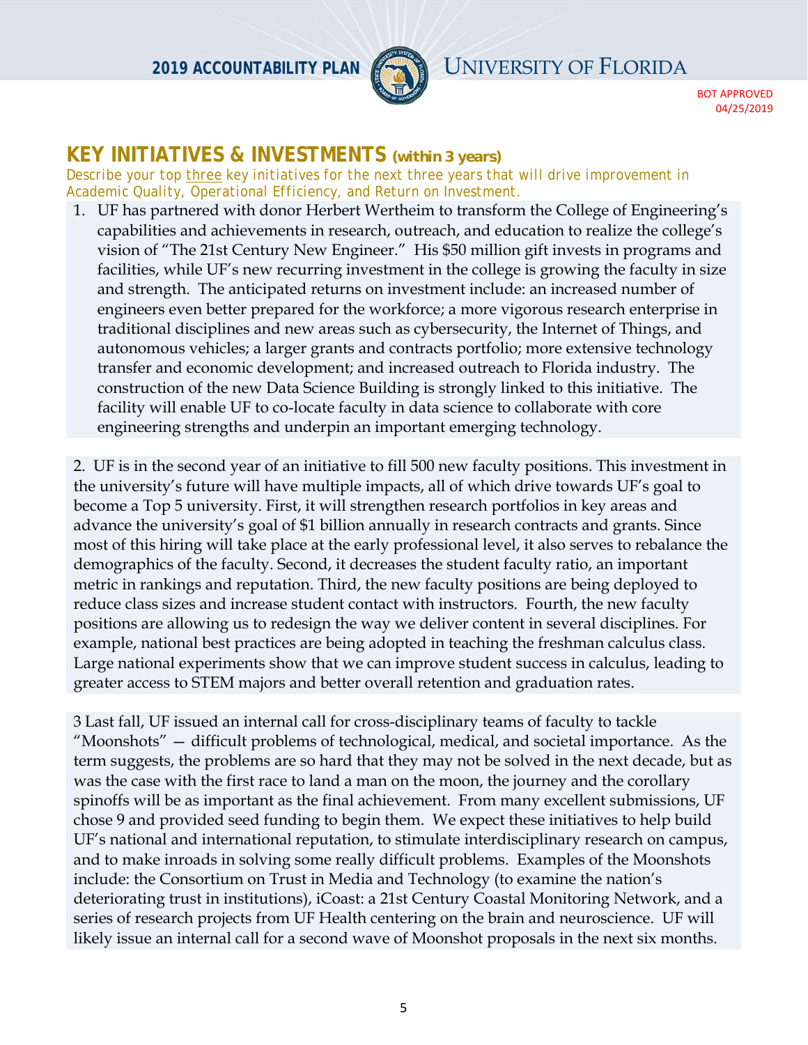## KEY INITIATIVES & INVESTMENTS (within 3 years)

*Describe your top three key initiatives for the next three years that will drive improvement in Academic Quality, Operational Efficiency, and Return on Investment.*

1. UF has partnered with donor Herbert Wertheim to transform the College of Engineering's capabilities and achievements in research, outreach, and education to realize the college's vision of "The 21st Century New Engineer." His $50 million gift invests in programs and facilities, while UF's new recurring investment in the college is growing the faculty in size and strength. The anticipated returns on investment include: an increased number of engineers even better prepared for the workforce; a more vigorous research enterprise in traditional disciplines and new areas such as cybersecurity, the Internet of Things, and autonomous vehicles; a larger grants and contracts portfolio; more extensive technology transfer and economic development; and increased outreach to Florida industry. The construction of the new Data Science Building is strongly linked to this initiative. The facility will enable UF to co-locate faculty in data science to collaborate with core engineering strengths and underpin an important emerging technology.

2. UF is in the second year of an initiative to fill 500 new faculty positions. This investment in the university's future will have multiple impacts, all of which drive towards UF's goal to become a Top 5 university. First, it will strengthen research portfolios in key areas and advance the university's goal of $1 billion annually in research contracts and grants. Since most of this hiring will take place at the early professional level, it also serves to rebalance the demographics of the faculty. Second, it decreases the student faculty ratio, an important metric in rankings and reputation. Third, the new faculty positions are being deployed to reduce class sizes and increase student contact with instructors. Fourth, the new faculty positions are allowing us to redesign the way we deliver content in several disciplines. For example, national best practices are being adopted in teaching the freshman calculus class. Large national experiments show that we can improve student success in calculus, leading to greater access to STEM majors and better overall retention and graduation rates.

3 Last fall, UF issued an internal call for cross-disciplinary teams of faculty to tackle "Moonshots" — difficult problems of technological, medical, and societal importance. As the term suggests, the problems are so hard that they may not be solved in the next decade, but as was the case with the first race to land a man on the moon, the journey and the corollary spinoffs will be as important as the final achievement. From many excellent submissions, UF chose 9 and provided seed funding to begin them. We expect these initiatives to help build UF's national and international reputation, to stimulate interdisciplinary research on campus, and to make inroads in solving some really difficult problems. Examples of the Moonshots include: the Consortium on Trust in Media and Technology (to examine the nation's deteriorating trust in institutions), iCoast: a 21st Century Coastal Monitoring Network, and a series of research projects from UF Health centering on the brain and neuroscience. UF will likely issue an internal call for a second wave of Moonshot proposals in the next six months.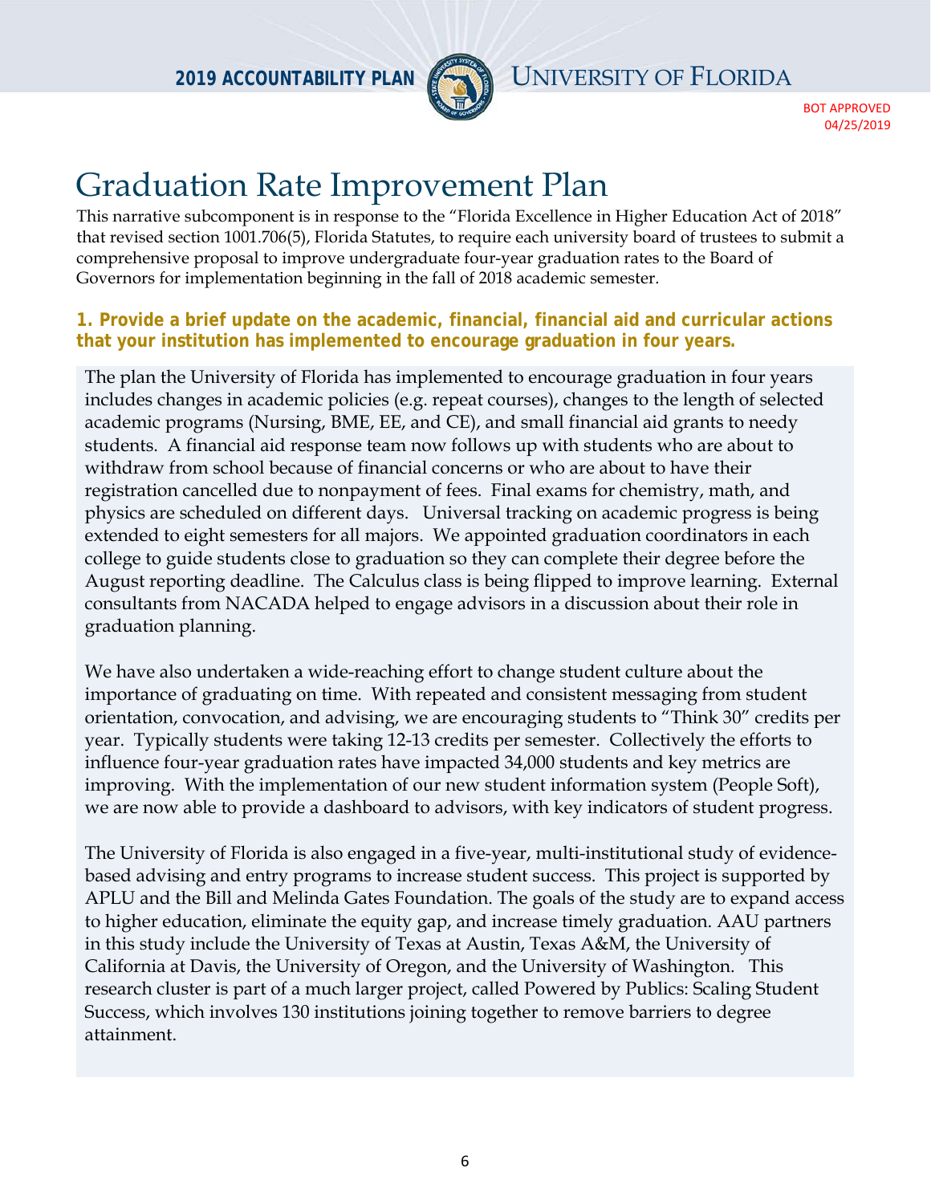# Graduation Rate Improvement Plan

This narrative subcomponent is in response to the "Florida Excellence in Higher Education Act of 2018" that revised section 1001.706(5), Florida Statutes, to require each university board of trustees to submit a comprehensive proposal to improve undergraduate four-year graduation rates to the Board of Governors for implementation beginning in the fall of 2018 academic semester.

**1. Provide a brief update on the academic, financial, financial aid and curricular actions that your institution has implemented to encourage graduation in four years.**

The plan the University of Florida has implemented to encourage graduation in four years includes changes in academic policies (e.g. repeat courses), changes to the length of selected academic programs (Nursing, BME, EE, and CE), and small financial aid grants to needy students. A financial aid response team now follows up with students who are about to withdraw from school because of financial concerns or who are about to have their registration cancelled due to nonpayment of fees. Final exams for chemistry, math, and physics are scheduled on different days. Universal tracking on academic progress is being extended to eight semesters for all majors. We appointed graduation coordinators in each college to guide students close to graduation so they can complete their degree before the August reporting deadline. The Calculus class is being flipped to improve learning. External consultants from NACADA helped to engage advisors in a discussion about their role in graduation planning.

We have also undertaken a wide-reaching effort to change student culture about the importance of graduating on time. With repeated and consistent messaging from student orientation, convocation, and advising, we are encouraging students to "Think 30" credits per year. Typically students were taking 12-13 credits per semester. Collectively the efforts to influence four-year graduation rates have impacted 34,000 students and key metrics are improving. With the implementation of our new student information system (People Soft), we are now able to provide a dashboard to advisors, with key indicators of student progress.

The University of Florida is also engaged in a five-year, multi-institutional study of evidence-based advising and entry programs to increase student success. This project is supported by APLU and the Bill and Melinda Gates Foundation. The goals of the study are to expand access to higher education, eliminate the equity gap, and increase timely graduation. AAU partners in this study include the University of Texas at Austin, Texas A&M, the University of California at Davis, the University of Oregon, and the University of Washington. This research cluster is part of a much larger project, called Powered by Publics: Scaling Student Success, which involves 130 institutions joining together to remove barriers to degree attainment.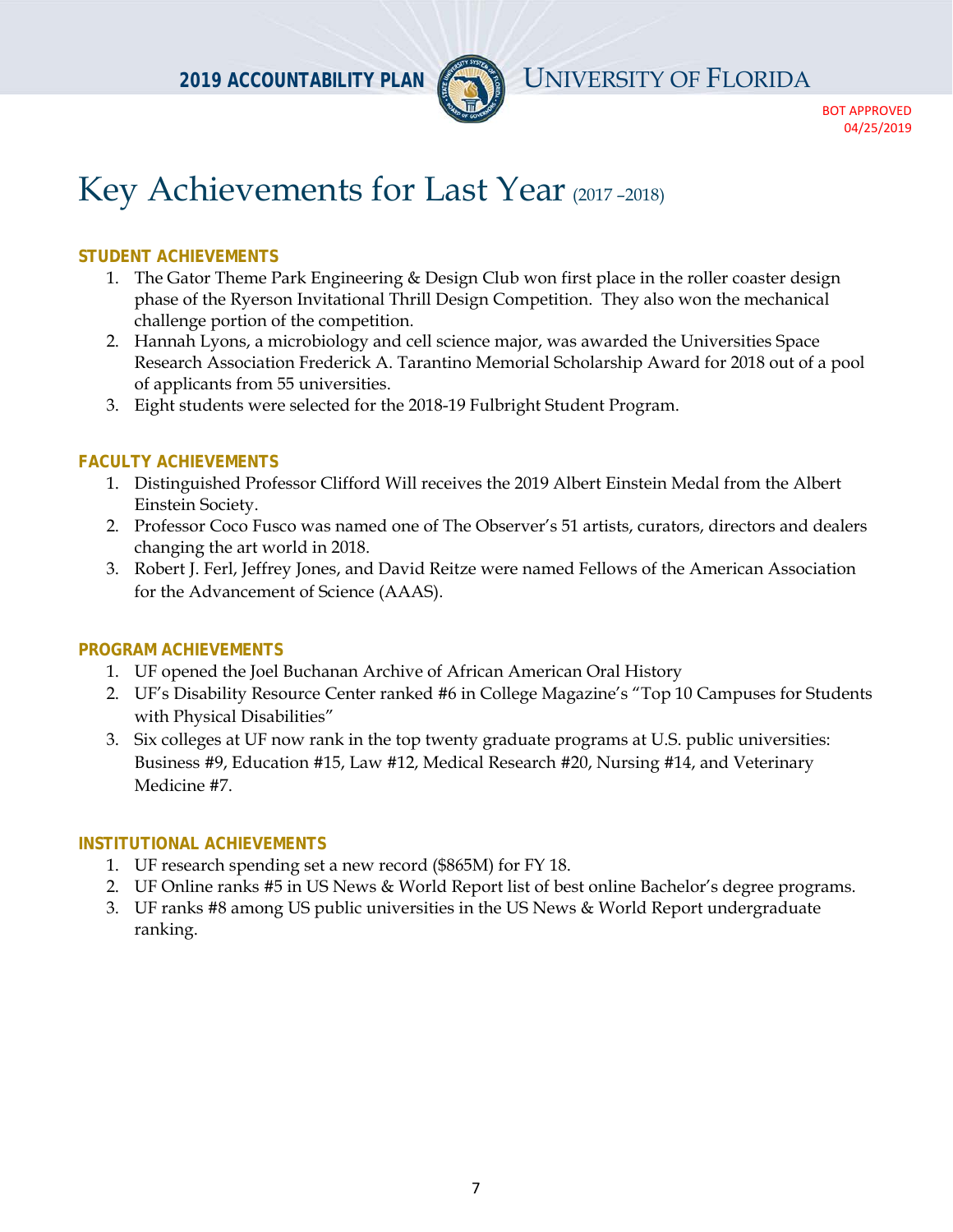BOT APPROVED 04/25/2019

# Key Achievements for Last Year (2017 –2018)

### STUDENT ACHIEVEMENTS

1. The Gator Theme Park Engineering & Design Club won first place in the roller coaster design phase of the Ryerson Invitational Thrill Design Competition. They also won the mechanical challenge portion of the competition.
2. Hannah Lyons, a microbiology and cell science major, was awarded the Universities Space Research Association Frederick A. Tarantino Memorial Scholarship Award for 2018 out of a pool of applicants from 55 universities.
3. Eight students were selected for the 2018-19 Fulbright Student Program.

### FACULTY ACHIEVEMENTS

1. Distinguished Professor Clifford Will receives the 2019 Albert Einstein Medal from the Albert Einstein Society.
2. Professor Coco Fusco was named one of The Observer's 51 artists, curators, directors and dealers changing the art world in 2018.
3. Robert J. Ferl, Jeffrey Jones, and David Reitze were named Fellows of the American Association for the Advancement of Science (AAAS).

### PROGRAM ACHIEVEMENTS

1. UF opened the Joel Buchanan Archive of African American Oral History
2. UF's Disability Resource Center ranked #6 in College Magazine's "Top 10 Campuses for Students with Physical Disabilities"
3. Six colleges at UF now rank in the top twenty graduate programs at U.S. public universities: Business #9, Education #15, Law #12, Medical Research #20, Nursing #14, and Veterinary Medicine #7.

### INSTITUTIONAL ACHIEVEMENTS

1. UF research spending set a new record ($865M) for FY 18.
2. UF Online ranks #5 in US News & World Report list of best online Bachelor's degree programs.
3. UF ranks #8 among US public universities in the US News & World Report undergraduate ranking.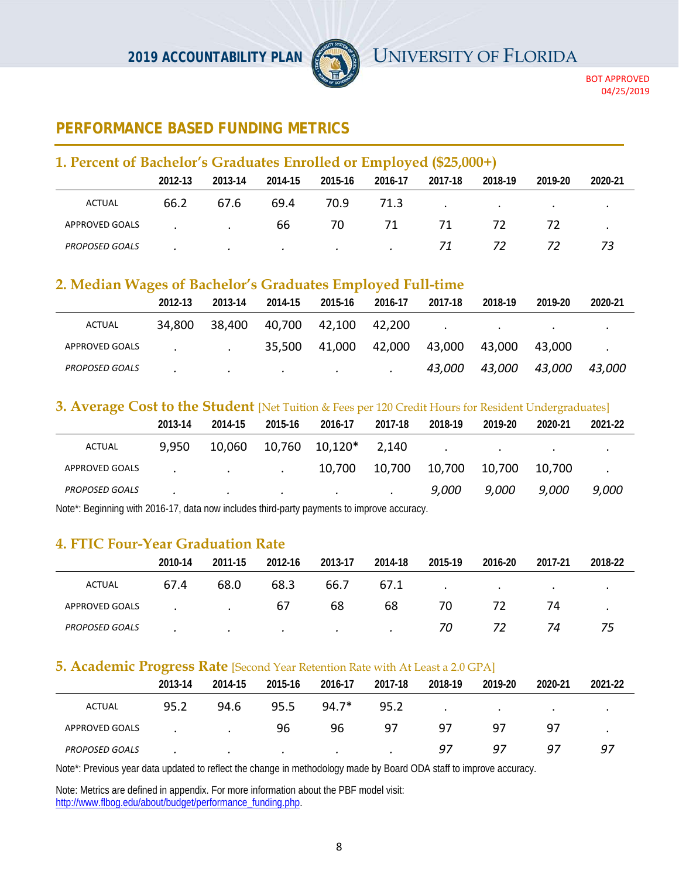## PERFORMANCE BASED FUNDING METRICS

### 1. Percent of Bachelor's Graduates Enrolled or Employed ($25,000+)

| | 2012-13 | 2013-14 | 2014-15 | 2015-16 | 2016-17 | 2017-18 | 2018-19 | 2019-20 | 2020-21 |
|---|---|---|---|---|---|---|---|---|---|
| ACTUAL | 66.2 | 67.6 | 69.4 | 70.9 | 71.3 | . | . | . | . |
| APPROVED GOALS | . | . | 66 | 70 | 71 | 71 | 72 | 72 | . |
| *PROPOSED GOALS* | . | . | . | . | . | *71* | *72* | *72* | *73* |

### 2. Median Wages of Bachelor's Graduates Employed Full-time

| | 2012-13 | 2013-14 | 2014-15 | 2015-16 | 2016-17 | 2017-18 | 2018-19 | 2019-20 | 2020-21 |
|---|---|---|---|---|---|---|---|---|---|
| ACTUAL | 34,800 | 38,400 | 40,700 | 42,100 | 42,200 | . | . | . | . |
| APPROVED GOALS | . | . | 35,500 | 41,000 | 42,000 | 43,000 | 43,000 | 43,000 | . |
| *PROPOSED GOALS* | . | . | . | . | . | *43,000* | *43,000* | *43,000* | *43,000* |

### 3. Average Cost to the Student [Net Tuition & Fees per 120 Credit Hours for Resident Undergraduates]

| | 2013-14 | 2014-15 | 2015-16 | 2016-17 | 2017-18 | 2018-19 | 2019-20 | 2020-21 | 2021-22 |
|---|---|---|---|---|---|---|---|---|---|
| ACTUAL | 9,950 | 10,060 | 10,760 | 10,120* | 2,140 | . | . | . | . |
| APPROVED GOALS | . | . | . | 10,700 | 10,700 | 10,700 | 10,700 | 10,700 | . |
| *PROPOSED GOALS* | . | . | . | . | . | *9,000* | *9,000* | *9,000* | *9,000* |

Note*: Beginning with 2016-17, data now includes third-party payments to improve accuracy.

### 4. FTIC Four-Year Graduation Rate

| | 2010-14 | 2011-15 | 2012-16 | 2013-17 | 2014-18 | 2015-19 | 2016-20 | 2017-21 | 2018-22 |
|---|---|---|---|---|---|---|---|---|---|
| ACTUAL | 67.4 | 68.0 | 68.3 | 66.7 | 67.1 | . | . | . | . |
| APPROVED GOALS | . | . | 67 | 68 | 68 | 70 | 72 | 74 | . |
| *PROPOSED GOALS* | . | . | . | . | . | *70* | *72* | *74* | *75* |

### 5. Academic Progress Rate [Second Year Retention Rate with At Least a 2.0 GPA]

| | 2013-14 | 2014-15 | 2015-16 | 2016-17 | 2017-18 | 2018-19 | 2019-20 | 2020-21 | 2021-22 |
|---|---|---|---|---|---|---|---|---|---|
| ACTUAL | 95.2 | 94.6 | 95.5 | 94.7* | 95.2 | . | . | . | . |
| APPROVED GOALS | . | . | 96 | 96 | 97 | 97 | 97 | 97 | . |
| *PROPOSED GOALS* | . | . | . | . | . | *97* | *97* | *97* | *97* |

Note*: Previous year data updated to reflect the change in methodology made by Board ODA staff to improve accuracy.

Note: Metrics are defined in appendix. For more information about the PBF model visit: http://www.flbog.edu/about/budget/performance_funding.php.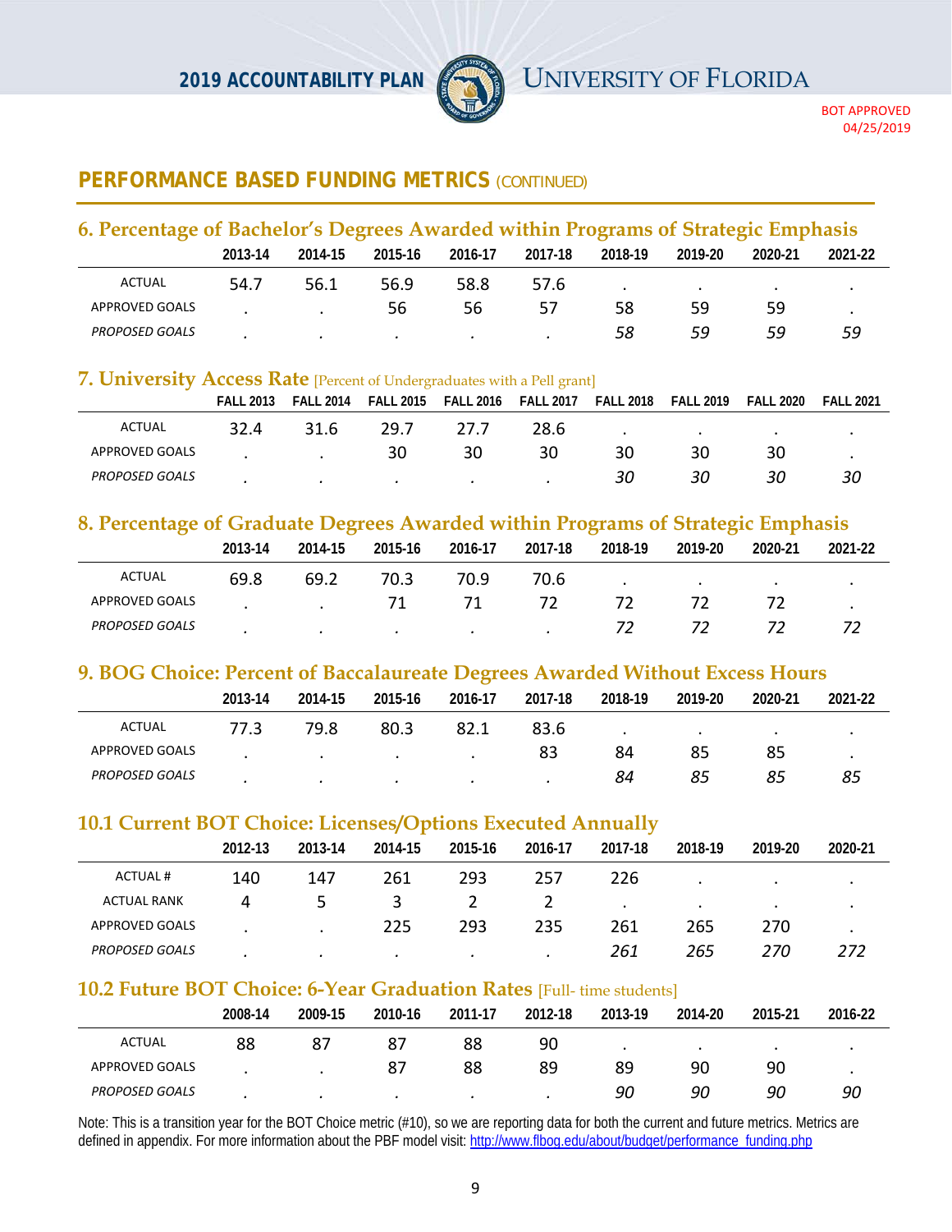## PERFORMANCE BASED FUNDING METRICS (CONTINUED)

### 6. Percentage of Bachelor's Degrees Awarded within Programs of Strategic Emphasis

| | 2013-14 | 2014-15 | 2015-16 | 2016-17 | 2017-18 | 2018-19 | 2019-20 | 2020-21 | 2021-22 |
|---|---|---|---|---|---|---|---|---|---|
| ACTUAL | 54.7 | 56.1 | 56.9 | 58.8 | 57.6 | . | . | . | . |
| APPROVED GOALS | . | . | 56 | 56 | 57 | 58 | 59 | 59 | . |
| *PROPOSED GOALS* | . | . | . | . | . | *58* | *59* | *59* | *59* |

### 7. University Access Rate [Percent of Undergraduates with a Pell grant]

| | FALL 2013 | FALL 2014 | FALL 2015 | FALL 2016 | FALL 2017 | FALL 2018 | FALL 2019 | FALL 2020 | FALL 2021 |
|---|---|---|---|---|---|---|---|---|---|
| ACTUAL | 32.4 | 31.6 | 29.7 | 27.7 | 28.6 | . | . | . | . |
| APPROVED GOALS | . | . | 30 | 30 | 30 | 30 | 30 | 30 | . |
| *PROPOSED GOALS* | . | . | . | . | . | *30* | *30* | *30* | *30* |

### 8. Percentage of Graduate Degrees Awarded within Programs of Strategic Emphasis

| | 2013-14 | 2014-15 | 2015-16 | 2016-17 | 2017-18 | 2018-19 | 2019-20 | 2020-21 | 2021-22 |
|---|---|---|---|---|---|---|---|---|---|
| ACTUAL | 69.8 | 69.2 | 70.3 | 70.9 | 70.6 | . | . | . | . |
| APPROVED GOALS | . | . | 71 | 71 | 72 | 72 | 72 | 72 | . |
| *PROPOSED GOALS* | . | . | . | . | . | *72* | *72* | *72* | *72* |

### 9. BOG Choice: Percent of Baccalaureate Degrees Awarded Without Excess Hours

| | 2013-14 | 2014-15 | 2015-16 | 2016-17 | 2017-18 | 2018-19 | 2019-20 | 2020-21 | 2021-22 |
|---|---|---|---|---|---|---|---|---|---|
| ACTUAL | 77.3 | 79.8 | 80.3 | 82.1 | 83.6 | . | . | . | . |
| APPROVED GOALS | . | . | . | . | 83 | 84 | 85 | 85 | . |
| *PROPOSED GOALS* | . | . | . | . | . | *84* | *85* | *85* | *85* |

### 10.1 Current BOT Choice: Licenses/Options Executed Annually

| | 2012-13 | 2013-14 | 2014-15 | 2015-16 | 2016-17 | 2017-18 | 2018-19 | 2019-20 | 2020-21 |
|---|---|---|---|---|---|---|---|---|---|
| ACTUAL # | 140 | 147 | 261 | 293 | 257 | 226 | . | . | . |
| ACTUAL RANK | 4 | 5 | 3 | 2 | 2 | . | . | . | . |
| APPROVED GOALS | . | . | 225 | 293 | 235 | 261 | 265 | 270 | . |
| *PROPOSED GOALS* | . | . | . | . | . | *261* | *265* | *270* | *272* |

### 10.2 Future BOT Choice: 6-Year Graduation Rates [Full- time students]

| | 2008-14 | 2009-15 | 2010-16 | 2011-17 | 2012-18 | 2013-19 | 2014-20 | 2015-21 | 2016-22 |
|---|---|---|---|---|---|---|---|---|---|
| ACTUAL | 88 | 87 | 87 | 88 | 90 | . | . | . | . |
| APPROVED GOALS | . | . | 87 | 88 | 89 | 89 | 90 | 90 | . |
| *PROPOSED GOALS* | . | . | . | . | . | *90* | *90* | *90* | *90* |

Note: This is a transition year for the BOT Choice metric (#10), so we are reporting data for both the current and future metrics. Metrics are defined in appendix. For more information about the PBF model visit: http://www.flbog.edu/about/budget/performance_funding.php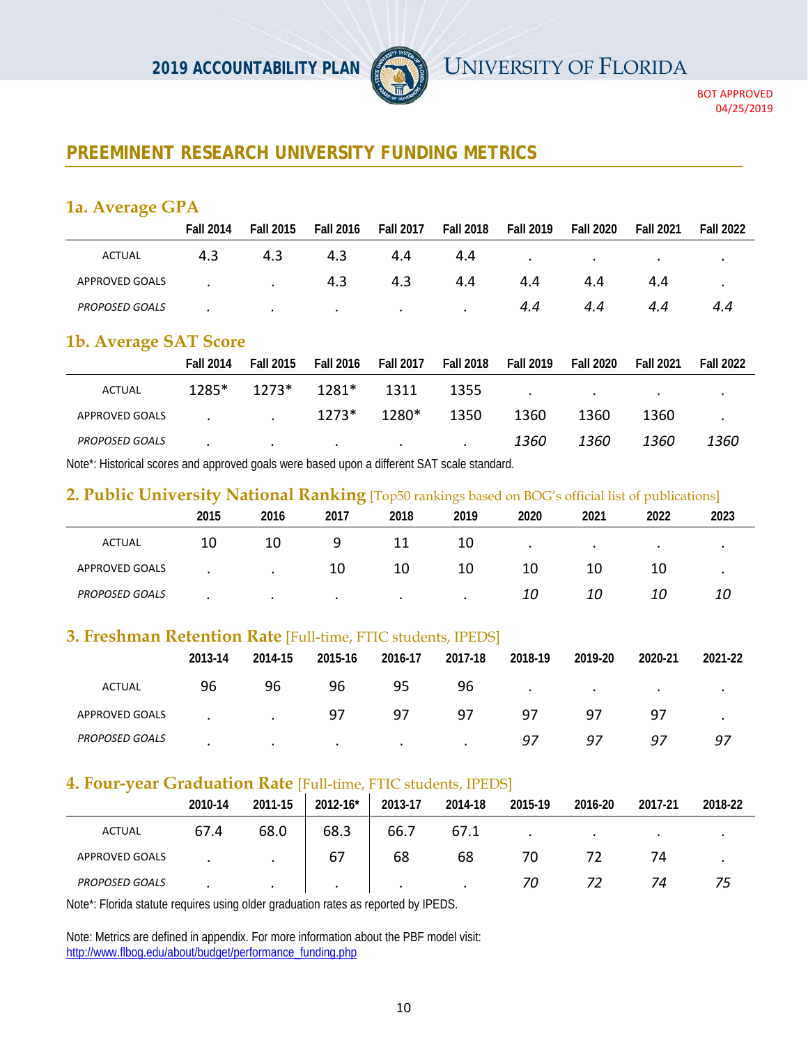## PREEMINENT RESEARCH UNIVERSITY FUNDING METRICS

### 1a. Average GPA

| | Fall 2014 | Fall 2015 | Fall 2016 | Fall 2017 | Fall 2018 | Fall 2019 | Fall 2020 | Fall 2021 | Fall 2022 |
|---|---|---|---|---|---|---|---|---|---|
| ACTUAL | 4.3 | 4.3 | 4.3 | 4.4 | 4.4 | . | . | . | . |
| APPROVED GOALS | . | . | 4.3 | 4.3 | 4.4 | 4.4 | 4.4 | 4.4 | . |
| *PROPOSED GOALS* | . | . | . | . | . | *4.4* | *4.4* | *4.4* | *4.4* |

### 1b. Average SAT Score

| | Fall 2014 | Fall 2015 | Fall 2016 | Fall 2017 | Fall 2018 | Fall 2019 | Fall 2020 | Fall 2021 | Fall 2022 |
|---|---|---|---|---|---|---|---|---|---|
| ACTUAL | 1285* | 1273* | 1281* | 1311 | 1355 | . | . | . | . |
| APPROVED GOALS | . | . | 1273* | 1280* | 1350 | 1360 | 1360 | 1360 | . |
| *PROPOSED GOALS* | . | . | . | . | . | *1360* | *1360* | *1360* | *1360* |

Note*: Historical scores and approved goals were based upon a different SAT scale standard.

### 2. Public University National Ranking [Top50 rankings based on BOG's official list of publications]

| | 2015 | 2016 | 2017 | 2018 | 2019 | 2020 | 2021 | 2022 | 2023 |
|---|---|---|---|---|---|---|---|---|---|
| ACTUAL | 10 | 10 | 9 | 11 | 10 | . | . | . | . |
| APPROVED GOALS | . | . | 10 | 10 | 10 | 10 | 10 | 10 | . |
| *PROPOSED GOALS* | . | . | . | . | . | *10* | *10* | *10* | *10* |

### 3. Freshman Retention Rate [Full-time, FTIC students, IPEDS]

| | 2013-14 | 2014-15 | 2015-16 | 2016-17 | 2017-18 | 2018-19 | 2019-20 | 2020-21 | 2021-22 |
|---|---|---|---|---|---|---|---|---|---|
| ACTUAL | 96 | 96 | 96 | 95 | 96 | . | . | . | . |
| APPROVED GOALS | . | . | 97 | 97 | 97 | 97 | 97 | 97 | . |
| *PROPOSED GOALS* | . | . | . | . | . | *97* | *97* | *97* | *97* |

### 4. Four-year Graduation Rate [Full-time, FTIC students, IPEDS]

| | 2010-14 | 2011-15 | 2012-16* | 2013-17 | 2014-18 | 2015-19 | 2016-20 | 2017-21 | 2018-22 |
|---|---|---|---|---|---|---|---|---|---|
| ACTUAL | 67.4 | 68.0 | 68.3 | 66.7 | 67.1 | . | . | . | . |
| APPROVED GOALS | . | . | 67 | 68 | 68 | 70 | 72 | 74 | . |
| *PROPOSED GOALS* | . | . | . | . | . | *70* | *72* | *74* | *75* |

Note*: Florida statute requires using older graduation rates as reported by IPEDS.

Note: Metrics are defined in appendix. For more information about the PBF model visit: http://www.flbog.edu/about/budget/performance_funding.php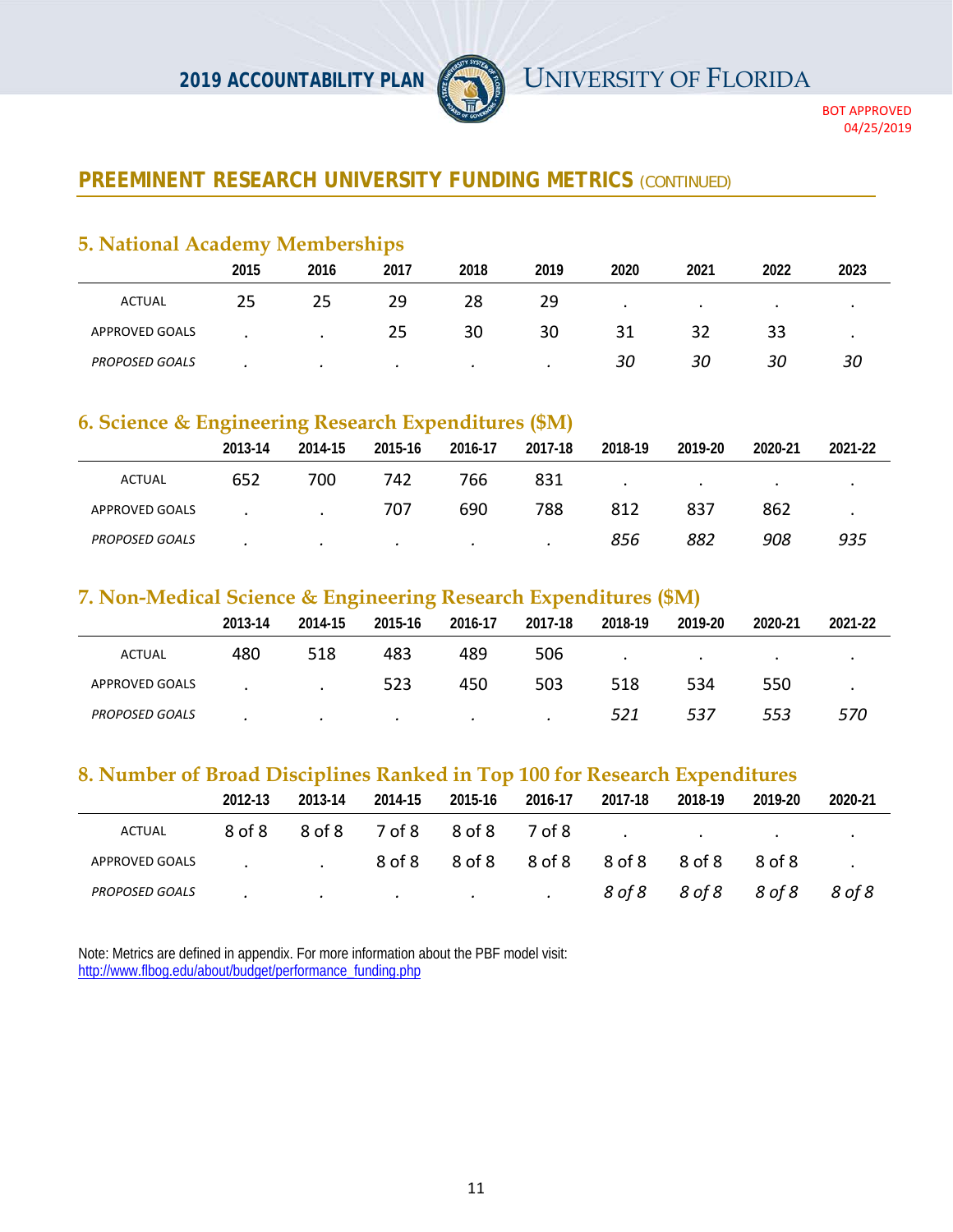## PREEMINENT RESEARCH UNIVERSITY FUNDING METRICS (CONTINUED)

### 5. National Academy Memberships

| | 2015 | 2016 | 2017 | 2018 | 2019 | 2020 | 2021 | 2022 | 2023 |
|---|---|---|---|---|---|---|---|---|---|
| ACTUAL | 25 | 25 | 29 | 28 | 29 | . | . | . | . |
| APPROVED GOALS | . | . | 25 | 30 | 30 | 31 | 32 | 33 | . |
| *PROPOSED GOALS* | . | . | . | . | . | *30* | *30* | *30* | *30* |

### 6. Science & Engineering Research Expenditures ($M)

| | 2013-14 | 2014-15 | 2015-16 | 2016-17 | 2017-18 | 2018-19 | 2019-20 | 2020-21 | 2021-22 |
|---|---|---|---|---|---|---|---|---|---|
| ACTUAL | 652 | 700 | 742 | 766 | 831 | . | . | . | . |
| APPROVED GOALS | . | . | 707 | 690 | 788 | 812 | 837 | 862 | . |
| *PROPOSED GOALS* | . | . | . | . | . | *856* | *882* | *908* | *935* |

### 7. Non-Medical Science & Engineering Research Expenditures ($M)

| | 2013-14 | 2014-15 | 2015-16 | 2016-17 | 2017-18 | 2018-19 | 2019-20 | 2020-21 | 2021-22 |
|---|---|---|---|---|---|---|---|---|---|
| ACTUAL | 480 | 518 | 483 | 489 | 506 | . | . | . | . |
| APPROVED GOALS | . | . | 523 | 450 | 503 | 518 | 534 | 550 | . |
| *PROPOSED GOALS* | . | . | . | . | . | *521* | *537* | *553* | *570* |

### 8. Number of Broad Disciplines Ranked in Top 100 for Research Expenditures

| | 2012-13 | 2013-14 | 2014-15 | 2015-16 | 2016-17 | 2017-18 | 2018-19 | 2019-20 | 2020-21 |
|---|---|---|---|---|---|---|---|---|---|
| ACTUAL | 8 of 8 | 8 of 8 | 7 of 8 | 8 of 8 | 7 of 8 | . | . | . | . |
| APPROVED GOALS | . | . | 8 of 8 | 8 of 8 | 8 of 8 | 8 of 8 | 8 of 8 | 8 of 8 | . |
| *PROPOSED GOALS* | . | . | . | . | . | *8 of 8* | *8 of 8* | *8 of 8* | *8 of 8* |

Note: Metrics are defined in appendix. For more information about the PBF model visit:
http://www.flbog.edu/about/budget/performance_funding.php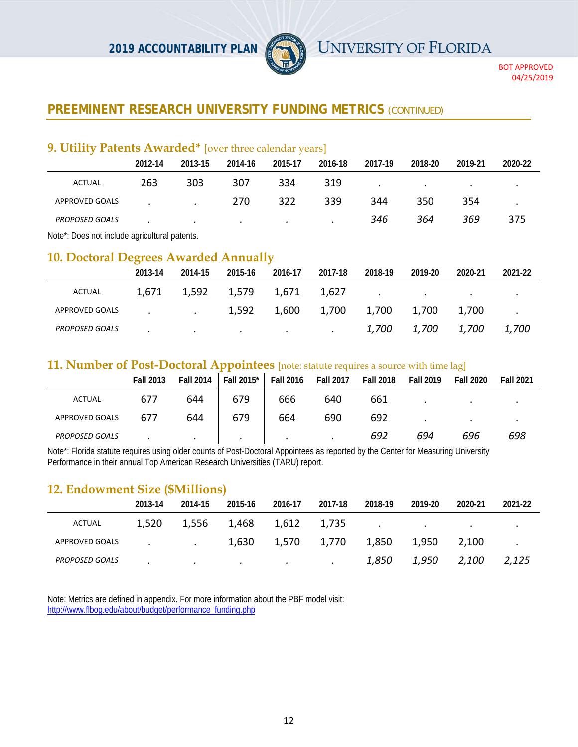## PREEMINENT RESEARCH UNIVERSITY FUNDING METRICS (CONTINUED)

### 9. Utility Patents Awarded* [over three calendar years]

| | 2012-14 | 2013-15 | 2014-16 | 2015-17 | 2016-18 | 2017-19 | 2018-20 | 2019-21 | 2020-22 |
|---|---|---|---|---|---|---|---|---|---|
| ACTUAL | 263 | 303 | 307 | 334 | 319 | . | . | . | . |
| APPROVED GOALS | . | . | 270 | 322 | 339 | 344 | 350 | 354 | . |
| *PROPOSED GOALS* | . | . | . | . | . | *346* | *364* | *369* | 375 |

Note*: Does not include agricultural patents.

### 10. Doctoral Degrees Awarded Annually

| | 2013-14 | 2014-15 | 2015-16 | 2016-17 | 2017-18 | 2018-19 | 2019-20 | 2020-21 | 2021-22 |
|---|---|---|---|---|---|---|---|---|---|
| ACTUAL | 1,671 | 1,592 | 1,579 | 1,671 | 1,627 | . | . | . | . |
| APPROVED GOALS | . | . | 1,592 | 1,600 | 1,700 | 1,700 | 1,700 | 1,700 | . |
| *PROPOSED GOALS* | . | . | . | . | . | *1,700* | *1,700* | *1,700* | *1,700* |

### 11. Number of Post-Doctoral Appointees [note: statute requires a source with time lag]

| | Fall 2013 | Fall 2014 | Fall 2015* | Fall 2016 | Fall 2017 | Fall 2018 | Fall 2019 | Fall 2020 | Fall 2021 |
|---|---|---|---|---|---|---|---|---|---|
| ACTUAL | 677 | 644 | 679 | 666 | 640 | 661 | . | . | . |
| APPROVED GOALS | 677 | 644 | 679 | 664 | 690 | 692 | . | . | . |
| *PROPOSED GOALS* | . | . | . | . | . | *692* | *694* | *696* | *698* |

Note*: Florida statute requires using older counts of Post-Doctoral Appointees as reported by the Center for Measuring University Performance in their annual Top American Research Universities (TARU) report.

### 12. Endowment Size ($Millions)

| | 2013-14 | 2014-15 | 2015-16 | 2016-17 | 2017-18 | 2018-19 | 2019-20 | 2020-21 | 2021-22 |
|---|---|---|---|---|---|---|---|---|---|
| ACTUAL | 1,520 | 1,556 | 1,468 | 1,612 | 1,735 | . | . | . | . |
| APPROVED GOALS | . | . | 1,630 | 1,570 | 1,770 | 1,850 | 1,950 | 2,100 | . |
| *PROPOSED GOALS* | . | . | . | . | . | *1,850* | *1,950* | *2,100* | *2,125* |

Note: Metrics are defined in appendix. For more information about the PBF model visit:
http://www.flbog.edu/about/budget/performance_funding.php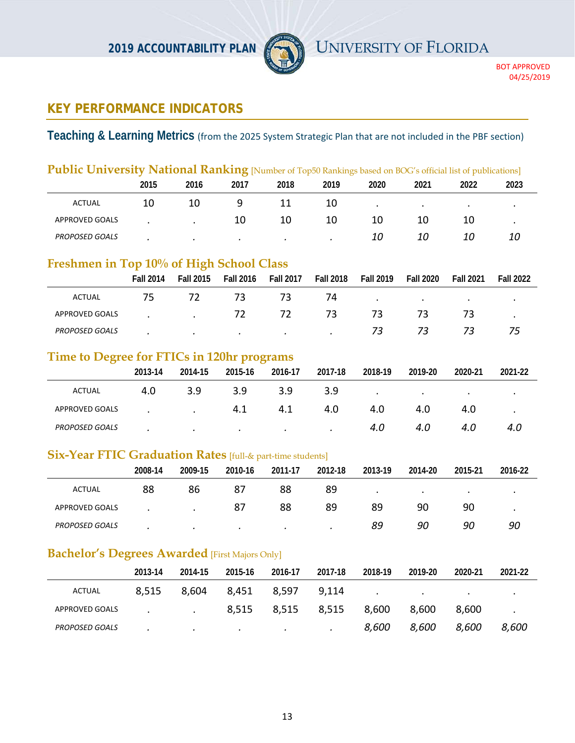## KEY PERFORMANCE INDICATORS

### Teaching & Learning Metrics (from the 2025 System Strategic Plan that are not included in the PBF section)

#### Public University National Ranking [Number of Top50 Rankings based on BOG's official list of publications]

| | 2015 | 2016 | 2017 | 2018 | 2019 | 2020 | 2021 | 2022 | 2023 |
|---|---|---|---|---|---|---|---|---|---|
| ACTUAL | 10 | 10 | 9 | 11 | 10 | . | . | . | . |
| APPROVED GOALS | . | . | 10 | 10 | 10 | 10 | 10 | 10 | . |
| *PROPOSED GOALS* | . | . | . | . | . | *10* | *10* | *10* | *10* |

#### Freshmen in Top 10% of High School Class

| | Fall 2014 | Fall 2015 | Fall 2016 | Fall 2017 | Fall 2018 | Fall 2019 | Fall 2020 | Fall 2021 | Fall 2022 |
|---|---|---|---|---|---|---|---|---|---|
| ACTUAL | 75 | 72 | 73 | 73 | 74 | . | . | . | . |
| APPROVED GOALS | . | . | 72 | 72 | 73 | 73 | 73 | 73 | . |
| *PROPOSED GOALS* | . | . | . | . | . | *73* | *73* | *73* | *75* |

#### Time to Degree for FTICs in 120hr programs

| | 2013-14 | 2014-15 | 2015-16 | 2016-17 | 2017-18 | 2018-19 | 2019-20 | 2020-21 | 2021-22 |
|---|---|---|---|---|---|---|---|---|---|
| ACTUAL | 4.0 | 3.9 | 3.9 | 3.9 | 3.9 | . | . | . | . |
| APPROVED GOALS | . | . | 4.1 | 4.1 | 4.0 | 4.0 | 4.0 | 4.0 | . |
| *PROPOSED GOALS* | . | . | . | . | . | *4.0* | *4.0* | *4.0* | *4.0* |

#### Six-Year FTIC Graduation Rates [full-& part-time students]

| | 2008-14 | 2009-15 | 2010-16 | 2011-17 | 2012-18 | 2013-19 | 2014-20 | 2015-21 | 2016-22 |
|---|---|---|---|---|---|---|---|---|---|
| ACTUAL | 88 | 86 | 87 | 88 | 89 | . | . | . | . |
| APPROVED GOALS | . | . | 87 | 88 | 89 | 89 | 90 | 90 | . |
| *PROPOSED GOALS* | . | . | . | . | . | *89* | *90* | *90* | *90* |

#### Bachelor's Degrees Awarded [First Majors Only]

| | 2013-14 | 2014-15 | 2015-16 | 2016-17 | 2017-18 | 2018-19 | 2019-20 | 2020-21 | 2021-22 |
|---|---|---|---|---|---|---|---|---|---|
| ACTUAL | 8,515 | 8,604 | 8,451 | 8,597 | 9,114 | . | . | . | . |
| APPROVED GOALS | . | . | 8,515 | 8,515 | 8,515 | 8,600 | 8,600 | 8,600 | . |
| *PROPOSED GOALS* | . | . | . | . | . | *8,600* | *8,600* | *8,600* | *8,600* |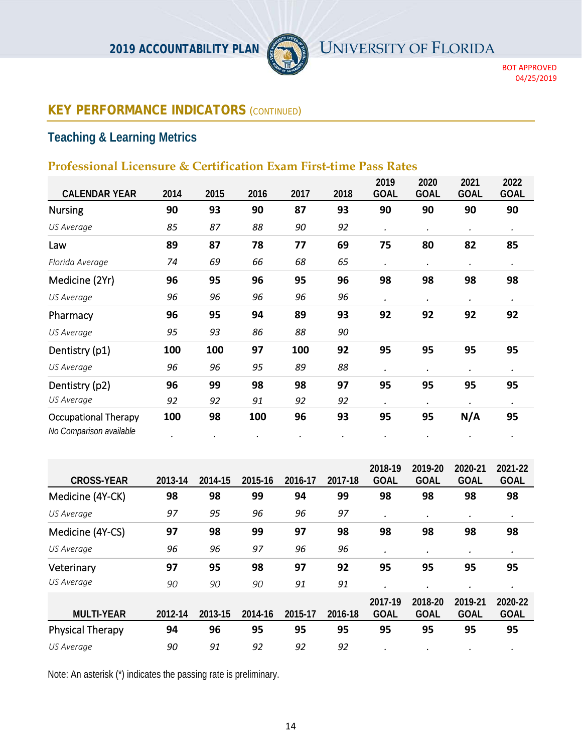## KEY PERFORMANCE INDICATORS (CONTINUED)

### Teaching & Learning Metrics

### Professional Licensure & Certification Exam First-time Pass Rates

| CALENDAR YEAR | 2014 | 2015 | 2016 | 2017 | 2018 | 2019 GOAL | 2020 GOAL | 2021 GOAL | 2022 GOAL |
|---|---|---|---|---|---|---|---|---|---|
| Nursing | **90** | **93** | **90** | **87** | **93** | **90** | **90** | **90** | **90** |
| *US Average* | *85* | *87* | *88* | *90* | *92* | . | . | . | . |
| Law | **89** | **87** | **78** | **77** | **69** | **75** | **80** | **82** | **85** |
| *Florida Average* | *74* | *69* | *66* | *68* | *65* | . | . | . | . |
| Medicine (2Yr) | **96** | **95** | **96** | **95** | **96** | **98** | **98** | **98** | **98** |
| *US Average* | *96* | *96* | *96* | *96* | *96* | . | . | . | . |
| Pharmacy | **96** | **95** | **94** | **89** | **93** | **92** | **92** | **92** | **92** |
| *US Average* | *95* | *93* | *86* | *88* | *90* | | | | |
| Dentistry (p1) | **100** | **100** | **97** | **100** | **92** | **95** | **95** | **95** | **95** |
| *US Average* | *96* | *96* | *95* | *89* | *88* | . | . | . | . |
| Dentistry (p2) | **96** | **99** | **98** | **98** | **97** | **95** | **95** | **95** | **95** |
| *US Average* | *92* | *92* | *91* | *92* | *92* | . | . | . | . |
| Occupational Therapy | **100** | **98** | **100** | **96** | **93** | **95** | **95** | **N/A** | **95** |
| *No Comparison available* | . | . | . | . | . | . | . | . | . |

| CROSS-YEAR | 2013-14 | 2014-15 | 2015-16 | 2016-17 | 2017-18 | 2018-19 GOAL | 2019-20 GOAL | 2020-21 GOAL | 2021-22 GOAL |
|---|---|---|---|---|---|---|---|---|---|
| Medicine (4Y-CK) | **98** | **98** | **99** | **94** | **99** | **98** | **98** | **98** | **98** |
| *US Average* | *97* | *95* | *96* | *96* | *97* | . | . | . | . |
| Medicine (4Y-CS) | **97** | **98** | **99** | **97** | **98** | **98** | **98** | **98** | **98** |
| *US Average* | *96* | *96* | *97* | *96* | *96* | . | . | . | . |
| Veterinary | **97** | **95** | **98** | **97** | **92** | **95** | **95** | **95** | **95** |
| *US Average* | *90* | *90* | *90* | *91* | *91* | . | . | . | . |

| MULTI-YEAR | 2012-14 | 2013-15 | 2014-16 | 2015-17 | 2016-18 | 2017-19 GOAL | 2018-20 GOAL | 2019-21 GOAL | 2020-22 GOAL |
|---|---|---|---|---|---|---|---|---|---|
| Physical Therapy | **94** | **96** | **95** | **95** | **95** | **95** | **95** | **95** | **95** |
| *US Average* | *90* | *91* | *92* | *92* | *92* | . | . | . | . |

Note: An asterisk (*) indicates the passing rate is preliminary.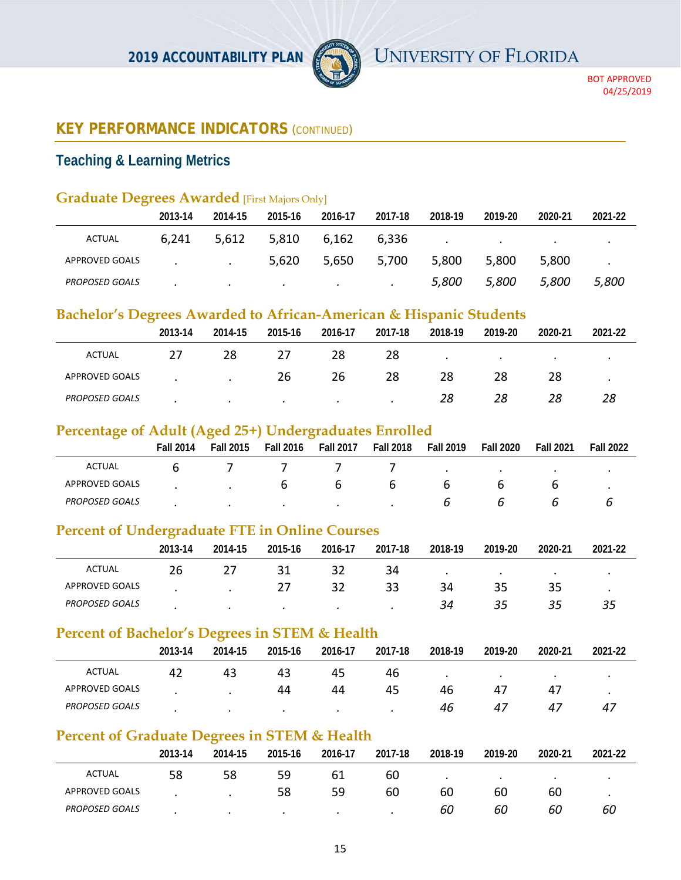## KEY PERFORMANCE INDICATORS (CONTINUED)

### Teaching & Learning Metrics

#### Graduate Degrees Awarded [First Majors Only]

| | 2013-14 | 2014-15 | 2015-16 | 2016-17 | 2017-18 | 2018-19 | 2019-20 | 2020-21 | 2021-22 |
|---|---|---|---|---|---|---|---|---|---|
| ACTUAL | 6,241 | 5,612 | 5,810 | 6,162 | 6,336 | . | . | . | . |
| APPROVED GOALS | . | . | 5,620 | 5,650 | 5,700 | 5,800 | 5,800 | 5,800 | . |
| *PROPOSED GOALS* | . | . | . | . | . | *5,800* | *5,800* | *5,800* | *5,800* |

#### Bachelor's Degrees Awarded to African-American & Hispanic Students

| | 2013-14 | 2014-15 | 2015-16 | 2016-17 | 2017-18 | 2018-19 | 2019-20 | 2020-21 | 2021-22 |
|---|---|---|---|---|---|---|---|---|---|
| ACTUAL | 27 | 28 | 27 | 28 | 28 | . | . | . | . |
| APPROVED GOALS | . | . | 26 | 26 | 28 | 28 | 28 | 28 | . |
| *PROPOSED GOALS* | . | . | . | . | . | *28* | *28* | *28* | *28* |

#### Percentage of Adult (Aged 25+) Undergraduates Enrolled

| | Fall 2014 | Fall 2015 | Fall 2016 | Fall 2017 | Fall 2018 | Fall 2019 | Fall 2020 | Fall 2021 | Fall 2022 |
|---|---|---|---|---|---|---|---|---|---|
| ACTUAL | 6 | 7 | 7 | 7 | 7 | . | . | . | . |
| APPROVED GOALS | . | . | 6 | 6 | 6 | 6 | 6 | 6 | . |
| *PROPOSED GOALS* | . | . | . | . | . | *6* | *6* | *6* | *6* |

#### Percent of Undergraduate FTE in Online Courses

| | 2013-14 | 2014-15 | 2015-16 | 2016-17 | 2017-18 | 2018-19 | 2019-20 | 2020-21 | 2021-22 |
|---|---|---|---|---|---|---|---|---|---|
| ACTUAL | 26 | 27 | 31 | 32 | 34 | . | . | . | . |
| APPROVED GOALS | . | . | 27 | 32 | 33 | 34 | 35 | 35 | . |
| *PROPOSED GOALS* | . | . | . | . | . | *34* | *35* | *35* | *35* |

#### Percent of Bachelor's Degrees in STEM & Health

| | 2013-14 | 2014-15 | 2015-16 | 2016-17 | 2017-18 | 2018-19 | 2019-20 | 2020-21 | 2021-22 |
|---|---|---|---|---|---|---|---|---|---|
| ACTUAL | 42 | 43 | 43 | 45 | 46 | . | . | . | . |
| APPROVED GOALS | . | . | 44 | 44 | 45 | 46 | 47 | 47 | . |
| *PROPOSED GOALS* | . | . | . | . | . | *46* | *47* | *47* | *47* |

#### Percent of Graduate Degrees in STEM & Health

| | 2013-14 | 2014-15 | 2015-16 | 2016-17 | 2017-18 | 2018-19 | 2019-20 | 2020-21 | 2021-22 |
|---|---|---|---|---|---|---|---|---|---|
| ACTUAL | 58 | 58 | 59 | 61 | 60 | . | . | . | . |
| APPROVED GOALS | . | . | 58 | 59 | 60 | 60 | 60 | 60 | . |
| *PROPOSED GOALS* | . | . | . | . | . | *60* | *60* | *60* | *60* |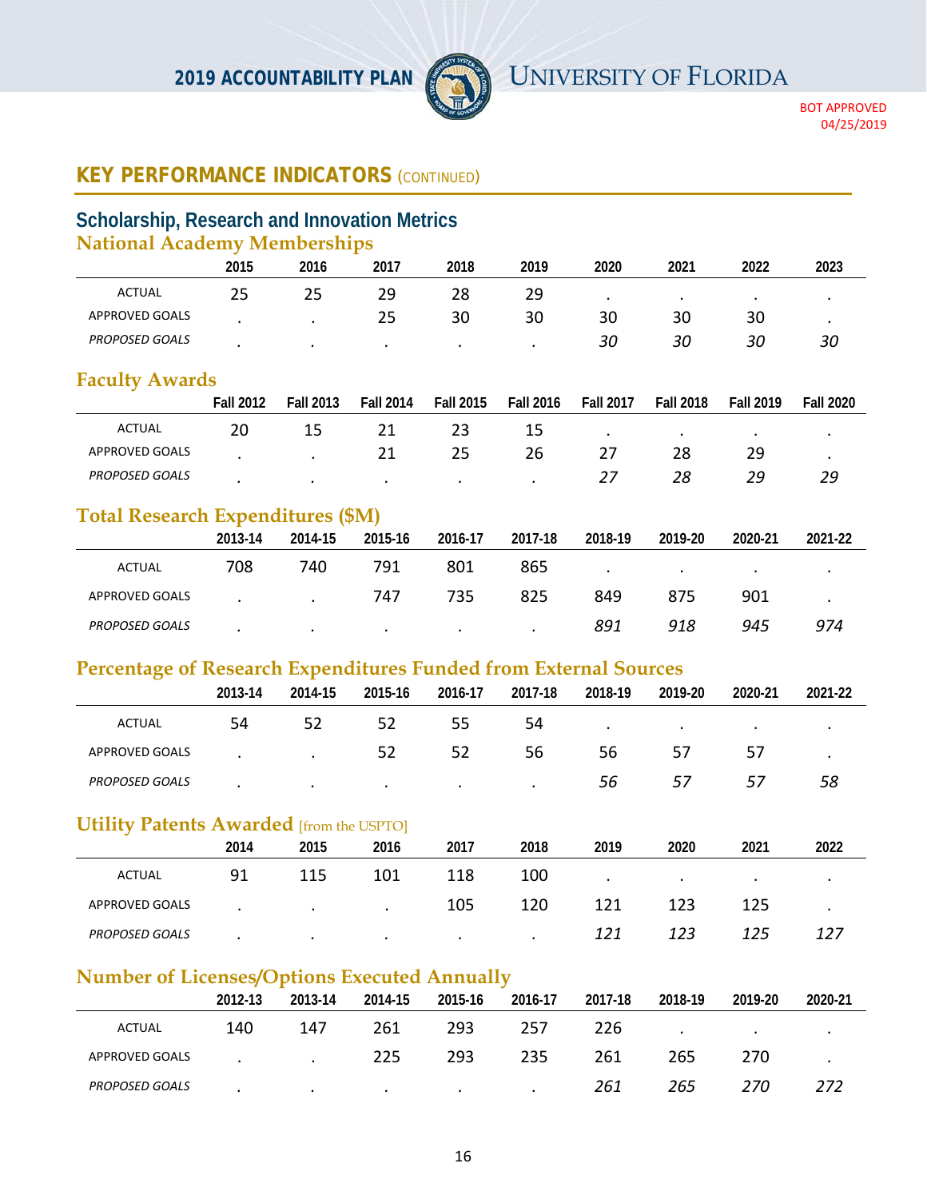BOT APPROVED
04/25/2019

## KEY PERFORMANCE INDICATORS (CONTINUED)

### Scholarship, Research and Innovation Metrics

#### National Academy Memberships

| | 2015 | 2016 | 2017 | 2018 | 2019 | 2020 | 2021 | 2022 | 2023 |
|---|---|---|---|---|---|---|---|---|---|
| ACTUAL | 25 | 25 | 29 | 28 | 29 | . | . | . | . |
| APPROVED GOALS | . | . | 25 | 30 | 30 | 30 | 30 | 30 | . |
| *PROPOSED GOALS* | . | . | . | . | . | *30* | *30* | *30* | *30* |

#### Faculty Awards

| | Fall 2012 | Fall 2013 | Fall 2014 | Fall 2015 | Fall 2016 | Fall 2017 | Fall 2018 | Fall 2019 | Fall 2020 |
|---|---|---|---|---|---|---|---|---|---|
| ACTUAL | 20 | 15 | 21 | 23 | 15 | . | . | . | . |
| APPROVED GOALS | . | . | 21 | 25 | 26 | 27 | 28 | 29 | . |
| *PROPOSED GOALS* | . | . | . | . | . | *27* | *28* | *29* | *29* |

#### Total Research Expenditures ($M)

| | 2013-14 | 2014-15 | 2015-16 | 2016-17 | 2017-18 | 2018-19 | 2019-20 | 2020-21 | 2021-22 |
|---|---|---|---|---|---|---|---|---|---|
| ACTUAL | 708 | 740 | 791 | 801 | 865 | . | . | . | . |
| APPROVED GOALS | . | . | 747 | 735 | 825 | 849 | 875 | 901 | . |
| *PROPOSED GOALS* | . | . | . | . | . | *891* | *918* | *945* | *974* |

#### Percentage of Research Expenditures Funded from External Sources

| | 2013-14 | 2014-15 | 2015-16 | 2016-17 | 2017-18 | 2018-19 | 2019-20 | 2020-21 | 2021-22 |
|---|---|---|---|---|---|---|---|---|---|
| ACTUAL | 54 | 52 | 52 | 55 | 54 | . | . | . | . |
| APPROVED GOALS | . | . | 52 | 52 | 56 | 56 | 57 | 57 | . |
| *PROPOSED GOALS* | . | . | . | . | . | *56* | *57* | *57* | *58* |

#### Utility Patents Awarded [from the USPTO]

| | 2014 | 2015 | 2016 | 2017 | 2018 | 2019 | 2020 | 2021 | 2022 |
|---|---|---|---|---|---|---|---|---|---|
| ACTUAL | 91 | 115 | 101 | 118 | 100 | . | . | . | . |
| APPROVED GOALS | . | . | . | 105 | 120 | 121 | 123 | 125 | . |
| *PROPOSED GOALS* | . | . | . | . | . | *121* | *123* | *125* | *127* |

#### Number of Licenses/Options Executed Annually

| | 2012-13 | 2013-14 | 2014-15 | 2015-16 | 2016-17 | 2017-18 | 2018-19 | 2019-20 | 2020-21 |
|---|---|---|---|---|---|---|---|---|---|
| ACTUAL | 140 | 147 | 261 | 293 | 257 | 226 | . | . | . |
| APPROVED GOALS | . | . | 225 | 293 | 235 | 261 | 265 | 270 | . |
| *PROPOSED GOALS* | . | . | . | . | . | *261* | *265* | *270* | *272* |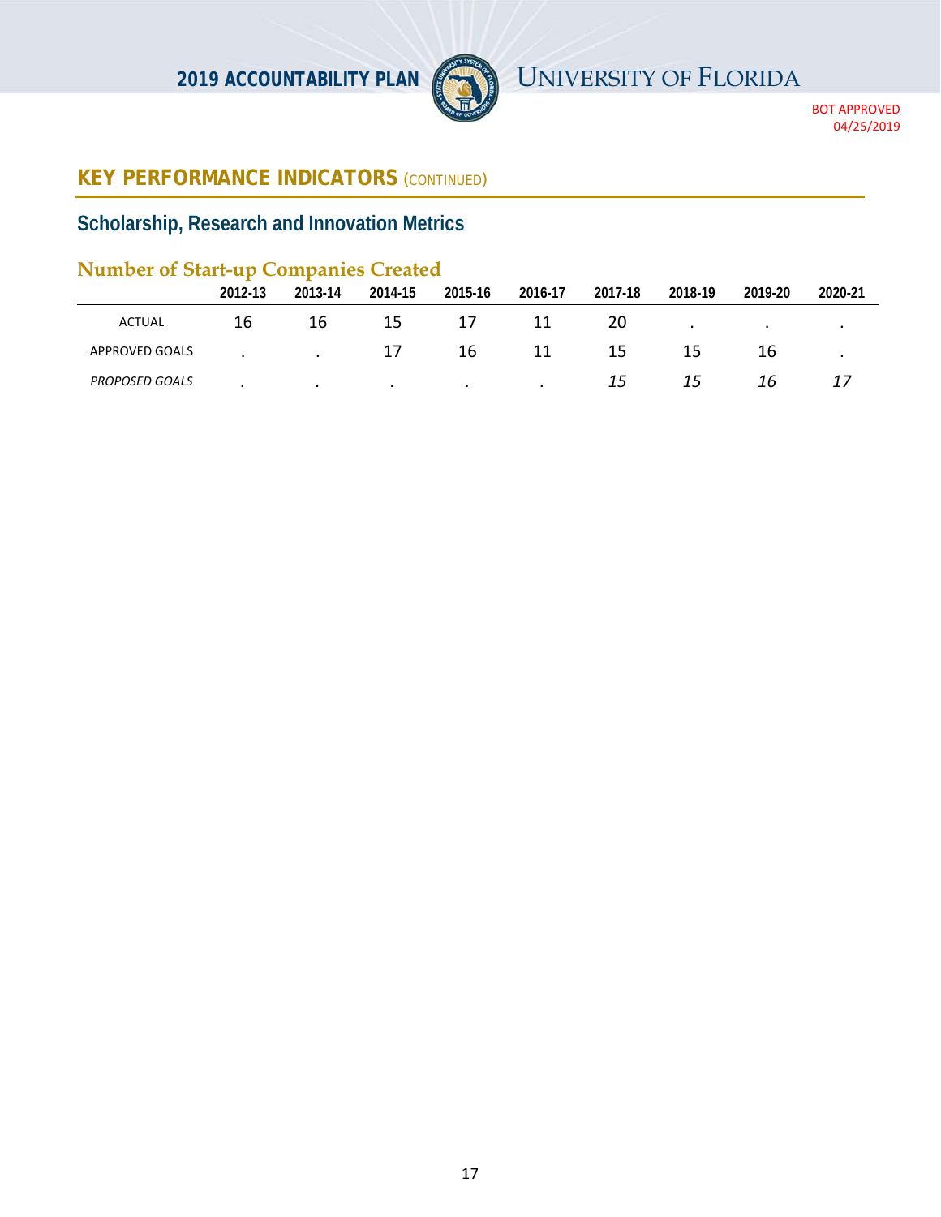## KEY PERFORMANCE INDICATORS (CONTINUED)

### Scholarship, Research and Innovation Metrics

#### Number of Start-up Companies Created

| | 2012-13 | 2013-14 | 2014-15 | 2015-16 | 2016-17 | 2017-18 | 2018-19 | 2019-20 | 2020-21 |
|---|---|---|---|---|---|---|---|---|---|
| ACTUAL | 16 | 16 | 15 | 17 | 11 | 20 | . | . | . |
| APPROVED GOALS | . | . | 17 | 16 | 11 | 15 | 15 | 16 | . |
| *PROPOSED GOALS* | *.* | *.* | *.* | *.* | *.* | *15* | *15* | *16* | *17* |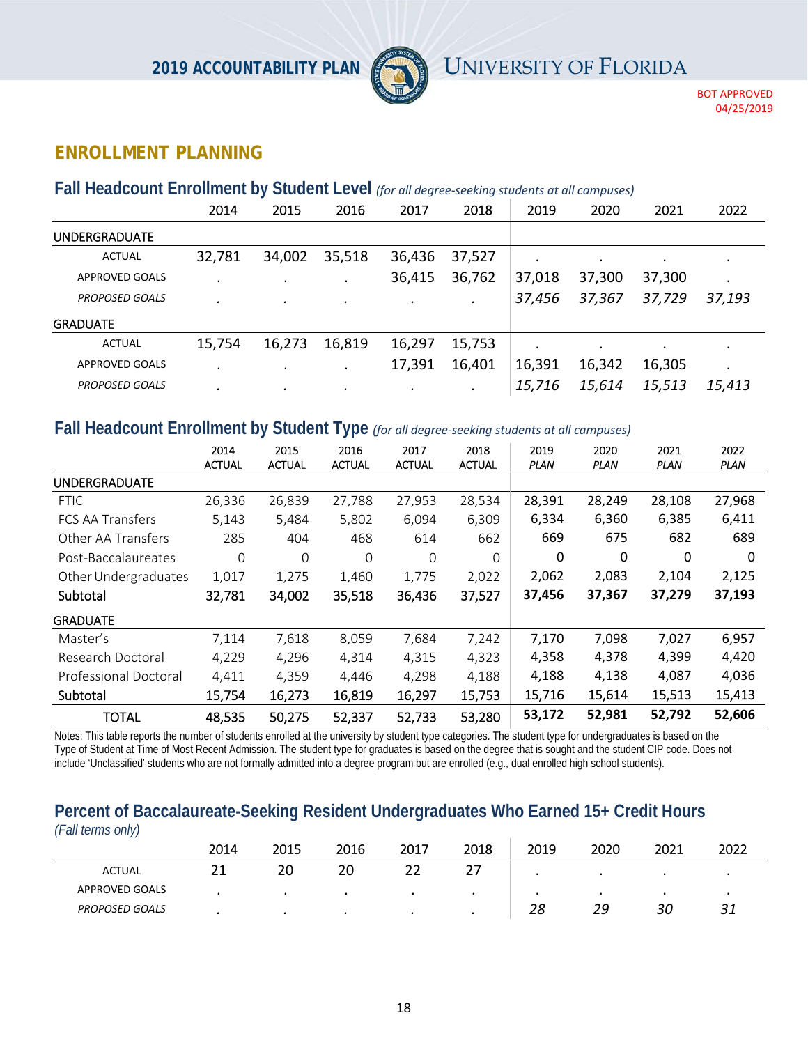## ENROLLMENT PLANNING

### Fall Headcount Enrollment by Student Level *(for all degree-seeking students at all campuses)*

| | 2014 | 2015 | 2016 | 2017 | 2018 | 2019 | 2020 | 2021 | 2022 |
|---|---|---|---|---|---|---|---|---|---|
| UNDERGRADUATE | | | | | | | | | |
| ACTUAL | 32,781 | 34,002 | 35,518 | 36,436 | 37,527 | . | . | . | . |
| APPROVED GOALS | . | . | . | 36,415 | 36,762 | 37,018 | 37,300 | 37,300 | . |
| *PROPOSED GOALS* | . | . | . | . | . | *37,456* | *37,367* | *37,729* | *37,193* |
| GRADUATE | | | | | | | | | |
| ACTUAL | 15,754 | 16,273 | 16,819 | 16,297 | 15,753 | . | . | . | . |
| APPROVED GOALS | . | . | . | 17,391 | 16,401 | 16,391 | 16,342 | 16,305 | . |
| *PROPOSED GOALS* | . | . | . | . | . | *15,716* | *15,614* | *15,513* | *15,413* |

### Fall Headcount Enrollment by Student Type *(for all degree-seeking students at all campuses)*

| | 2014 ACTUAL | 2015 ACTUAL | 2016 ACTUAL | 2017 ACTUAL | 2018 ACTUAL | 2019 *PLAN* | 2020 *PLAN* | 2021 *PLAN* | 2022 *PLAN* |
|---|---|---|---|---|---|---|---|---|---|
| UNDERGRADUATE | | | | | | | | | |
| FTIC | 26,336 | 26,839 | 27,788 | 27,953 | 28,534 | 28,391 | 28,249 | 28,108 | 27,968 |
| FCS AA Transfers | 5,143 | 5,484 | 5,802 | 6,094 | 6,309 | 6,334 | 6,360 | 6,385 | 6,411 |
| Other AA Transfers | 285 | 404 | 468 | 614 | 662 | 669 | 675 | 682 | 689 |
| Post-Baccalaureates | 0 | 0 | 0 | 0 | 0 | 0 | 0 | 0 | 0 |
| Other Undergraduates | 1,017 | 1,275 | 1,460 | 1,775 | 2,022 | 2,062 | 2,083 | 2,104 | 2,125 |
| **Subtotal** | **32,781** | **34,002** | **35,518** | **36,436** | **37,527** | **37,456** | **37,367** | **37,279** | **37,193** |
| GRADUATE | | | | | | | | | |
| Master's | 7,114 | 7,618 | 8,059 | 7,684 | 7,242 | 7,170 | 7,098 | 7,027 | 6,957 |
| Research Doctoral | 4,229 | 4,296 | 4,314 | 4,315 | 4,323 | 4,358 | 4,378 | 4,399 | 4,420 |
| Professional Doctoral | 4,411 | 4,359 | 4,446 | 4,298 | 4,188 | 4,188 | 4,138 | 4,087 | 4,036 |
| **Subtotal** | 15,754 | 16,273 | 16,819 | 16,297 | 15,753 | 15,716 | 15,614 | 15,513 | 15,413 |
| TOTAL | 48,535 | 50,275 | 52,337 | 52,733 | 53,280 | **53,172** | **52,981** | **52,792** | **52,606** |

Notes: This table reports the number of students enrolled at the university by student type categories. The student type for undergraduates is based on the Type of Student at Time of Most Recent Admission. The student type for graduates is based on the degree that is sought and the student CIP code. Does not include 'Unclassified' students who are not formally admitted into a degree program but are enrolled (e.g., dual enrolled high school students).

### Percent of Baccalaureate-Seeking Resident Undergraduates Who Earned 15+ Credit Hours
*(Fall terms only)*

| | 2014 | 2015 | 2016 | 2017 | 2018 | 2019 | 2020 | 2021 | 2022 |
|---|---|---|---|---|---|---|---|---|---|
| ACTUAL | 21 | 20 | 20 | 22 | 27 | . | . | . | . |
| APPROVED GOALS | . | . | . | . | . | . | . | . | . |
| *PROPOSED GOALS* | . | . | . | . | . | *28* | *29* | *30* | *31* |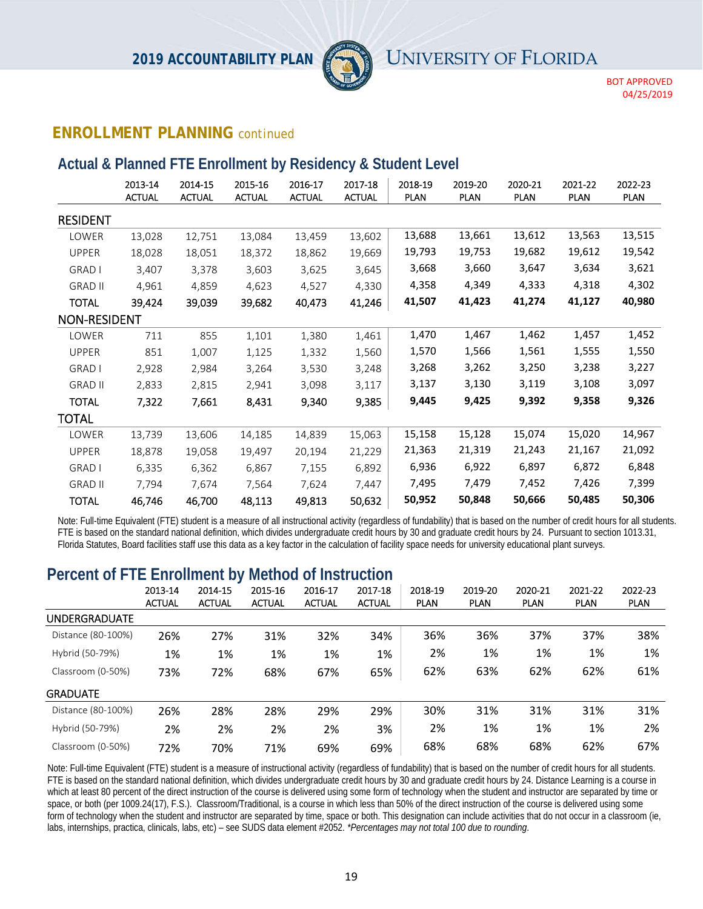## ENROLLMENT PLANNING continued

### Actual & Planned FTE Enrollment by Residency & Student Level

| | 2013-14 ACTUAL | 2014-15 ACTUAL | 2015-16 ACTUAL | 2016-17 ACTUAL | 2017-18 ACTUAL | 2018-19 PLAN | 2019-20 PLAN | 2020-21 PLAN | 2021-22 PLAN | 2022-23 PLAN |
|---|---|---|---|---|---|---|---|---|---|---|
| **RESIDENT** | | | | | | | | | | |
| LOWER | 13,028 | 12,751 | 13,084 | 13,459 | 13,602 | 13,688 | 13,661 | 13,612 | 13,563 | 13,515 |
| UPPER | 18,028 | 18,051 | 18,372 | 18,862 | 19,669 | 19,793 | 19,753 | 19,682 | 19,612 | 19,542 |
| GRAD I | 3,407 | 3,378 | 3,603 | 3,625 | 3,645 | 3,668 | 3,660 | 3,647 | 3,634 | 3,621 |
| GRAD II | 4,961 | 4,859 | 4,623 | 4,527 | 4,330 | 4,358 | 4,349 | 4,333 | 4,318 | 4,302 |
| TOTAL | 39,424 | 39,039 | 39,682 | 40,473 | 41,246 | **41,507** | **41,423** | **41,274** | **41,127** | **40,980** |
| **NON-RESIDENT** | | | | | | | | | | |
| LOWER | 711 | 855 | 1,101 | 1,380 | 1,461 | 1,470 | 1,467 | 1,462 | 1,457 | 1,452 |
| UPPER | 851 | 1,007 | 1,125 | 1,332 | 1,560 | 1,570 | 1,566 | 1,561 | 1,555 | 1,550 |
| GRAD I | 2,928 | 2,984 | 3,264 | 3,530 | 3,248 | 3,268 | 3,262 | 3,250 | 3,238 | 3,227 |
| GRAD II | 2,833 | 2,815 | 2,941 | 3,098 | 3,117 | 3,137 | 3,130 | 3,119 | 3,108 | 3,097 |
| TOTAL | 7,322 | 7,661 | 8,431 | 9,340 | 9,385 | **9,445** | **9,425** | **9,392** | **9,358** | **9,326** |
| **TOTAL** | | | | | | | | | | |
| LOWER | 13,739 | 13,606 | 14,185 | 14,839 | 15,063 | 15,158 | 15,128 | 15,074 | 15,020 | 14,967 |
| UPPER | 18,878 | 19,058 | 19,497 | 20,194 | 21,229 | 21,363 | 21,319 | 21,243 | 21,167 | 21,092 |
| GRAD I | 6,335 | 6,362 | 6,867 | 7,155 | 6,892 | 6,936 | 6,922 | 6,897 | 6,872 | 6,848 |
| GRAD II | 7,794 | 7,674 | 7,564 | 7,624 | 7,447 | 7,495 | 7,479 | 7,452 | 7,426 | 7,399 |
| TOTAL | 46,746 | 46,700 | 48,113 | 49,813 | 50,632 | **50,952** | **50,848** | **50,666** | **50,485** | **50,306** |

Note: Full-time Equivalent (FTE) student is a measure of all instructional activity (regardless of fundability) that is based on the number of credit hours for all students. FTE is based on the standard national definition, which divides undergraduate credit hours by 30 and graduate credit hours by 24. Pursuant to section 1013.31, Florida Statutes, Board facilities staff use this data as a key factor in the calculation of facility space needs for university educational plant surveys.

### Percent of FTE Enrollment by Method of Instruction

| | 2013-14 ACTUAL | 2014-15 ACTUAL | 2015-16 ACTUAL | 2016-17 ACTUAL | 2017-18 ACTUAL | 2018-19 PLAN | 2019-20 PLAN | 2020-21 PLAN | 2021-22 PLAN | 2022-23 PLAN |
|---|---|---|---|---|---|---|---|---|---|---|
| **UNDERGRADUATE** | | | | | | | | | | |
| Distance (80-100%) | 26% | 27% | 31% | 32% | 34% | 36% | 36% | 37% | 37% | 38% |
| Hybrid (50-79%) | 1% | 1% | 1% | 1% | 1% | 2% | 1% | 1% | 1% | 1% |
| Classroom (0-50%) | 73% | 72% | 68% | 67% | 65% | 62% | 63% | 62% | 62% | 61% |
| **GRADUATE** | | | | | | | | | | |
| Distance (80-100%) | 26% | 28% | 28% | 29% | 29% | 30% | 31% | 31% | 31% | 31% |
| Hybrid (50-79%) | 2% | 2% | 2% | 2% | 3% | 2% | 1% | 1% | 1% | 2% |
| Classroom (0-50%) | 72% | 70% | 71% | 69% | 69% | 68% | 68% | 68% | 62% | 67% |

Note: Full-time Equivalent (FTE) student is a measure of instructional activity (regardless of fundability) that is based on the number of credit hours for all students. FTE is based on the standard national definition, which divides undergraduate credit hours by 30 and graduate credit hours by 24. Distance Learning is a course in which at least 80 percent of the direct instruction of the course is delivered using some form of technology when the student and instructor are separated by time or space, or both (per 1009.24(17), F.S.). Classroom/Traditional, is a course in which less than 50% of the direct instruction of the course is delivered using some form of technology when the student and instructor are separated by time, space or both. This designation can include activities that do not occur in a classroom (ie, labs, internships, practica, clinicals, labs, etc) – see SUDS data element #2052. *Percentages may not total 100 due to rounding.*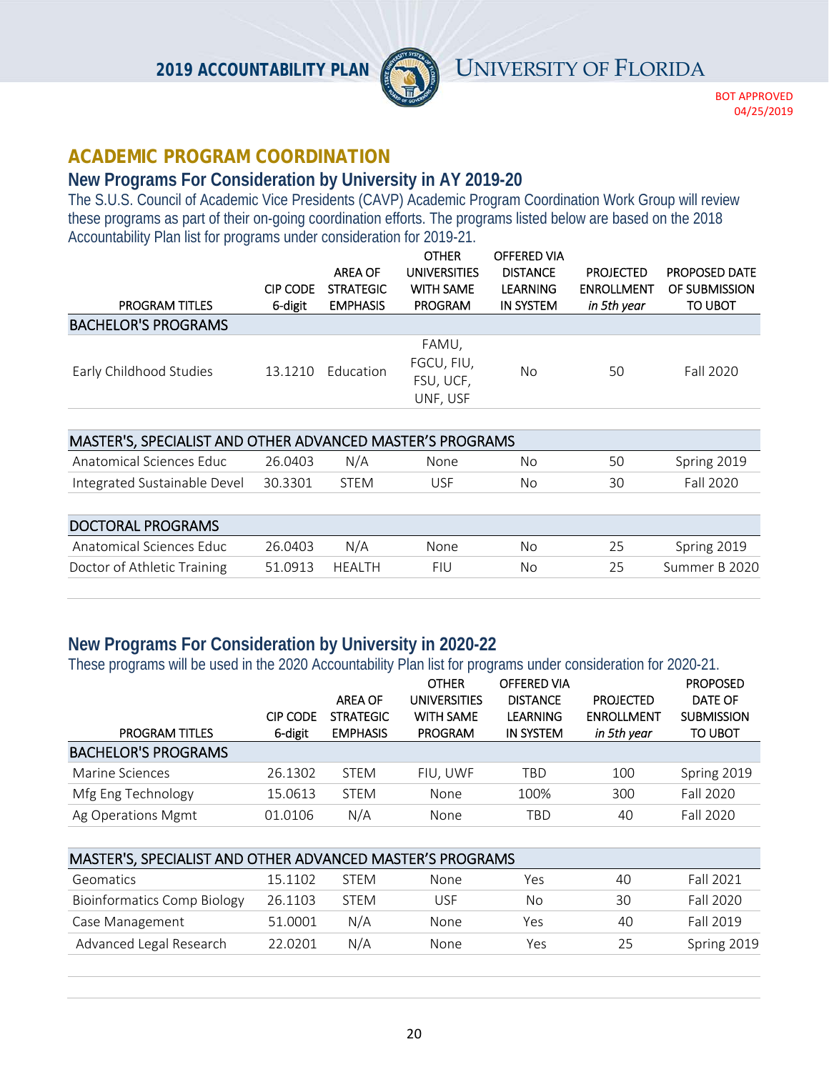BOT APPROVED 04/25/2019

## ACADEMIC PROGRAM COORDINATION

### New Programs For Consideration by University in AY 2019-20

The S.U.S. Council of Academic Vice Presidents (CAVP) Academic Program Coordination Work Group will review these programs as part of their on-going coordination efforts. The programs listed below are based on the 2018 Accountability Plan list for programs under consideration for 2019-21.

| PROGRAM TITLES | CIP CODE 6-digit | AREA OF STRATEGIC EMPHASIS | OTHER UNIVERSITIES WITH SAME PROGRAM | OFFERED VIA DISTANCE LEARNING IN SYSTEM | PROJECTED ENROLLMENT *in 5th year* | PROPOSED DATE OF SUBMISSION TO UBOT |
|---|---|---|---|---|---|---|
| **BACHELOR'S PROGRAMS** | | | | | | |
| Early Childhood Studies | 13.1210 | Education | FAMU, FGCU, FIU, FSU, UCF, UNF, USF | No | 50 | Fall 2020 |
| **MASTER'S, SPECIALIST AND OTHER ADVANCED MASTER'S PROGRAMS** | | | | | | |
| Anatomical Sciences Educ | 26.0403 | N/A | None | No | 50 | Spring 2019 |
| Integrated Sustainable Devel | 30.3301 | STEM | USF | No | 30 | Fall 2020 |
| **DOCTORAL PROGRAMS** | | | | | | |
| Anatomical Sciences Educ | 26.0403 | N/A | None | No | 25 | Spring 2019 |
| Doctor of Athletic Training | 51.0913 | HEALTH | FIU | No | 25 | Summer B 2020 |

### New Programs For Consideration by University in 2020-22

These programs will be used in the 2020 Accountability Plan list for programs under consideration for 2020-21.

| PROGRAM TITLES | CIP CODE 6-digit | AREA OF STRATEGIC EMPHASIS | OTHER UNIVERSITIES WITH SAME PROGRAM | OFFERED VIA DISTANCE LEARNING IN SYSTEM | PROJECTED ENROLLMENT *in 5th year* | PROPOSED DATE OF SUBMISSION TO UBOT |
|---|---|---|---|---|---|---|
| **BACHELOR'S PROGRAMS** | | | | | | |
| Marine Sciences | 26.1302 | STEM | FIU, UWF | TBD | 100 | Spring 2019 |
| Mfg Eng Technology | 15.0613 | STEM | None | 100% | 300 | Fall 2020 |
| Ag Operations Mgmt | 01.0106 | N/A | None | TBD | 40 | Fall 2020 |
| **MASTER'S, SPECIALIST AND OTHER ADVANCED MASTER'S PROGRAMS** | | | | | | |
| Geomatics | 15.1102 | STEM | None | Yes | 40 | Fall 2021 |
| Bioinformatics Comp Biology | 26.1103 | STEM | USF | No | 30 | Fall 2020 |
| Case Management | 51.0001 | N/A | None | Yes | 40 | Fall 2019 |
| Advanced Legal Research | 22.0201 | N/A | None | Yes | 25 | Spring 2019 |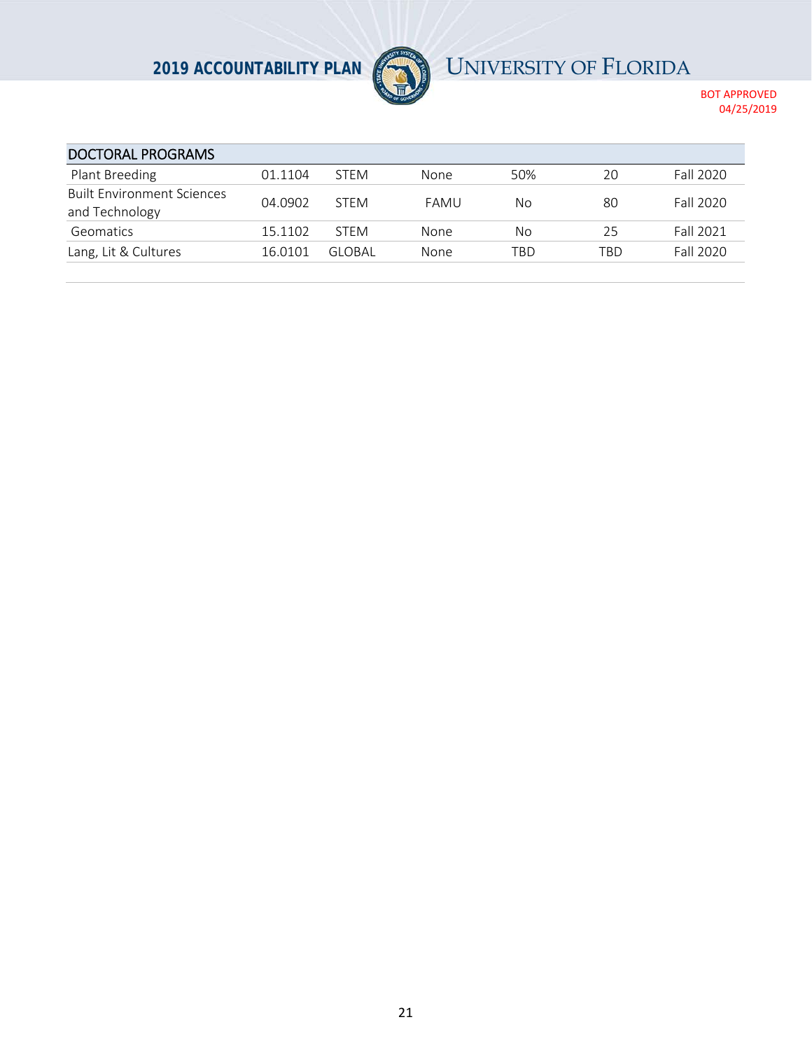| DOCTORAL PROGRAMS | | | | | | |
|---|---|---|---|---|---|---|
| Plant Breeding | 01.1104 | STEM | None | 50% | 20 | Fall 2020 |
| Built Environment Sciences and Technology | 04.0902 | STEM | FAMU | No | 80 | Fall 2020 |
| Geomatics | 15.1102 | STEM | None | No | 25 | Fall 2021 |
| Lang, Lit & Cultures | 16.0101 | GLOBAL | None | TBD | TBD | Fall 2020 |